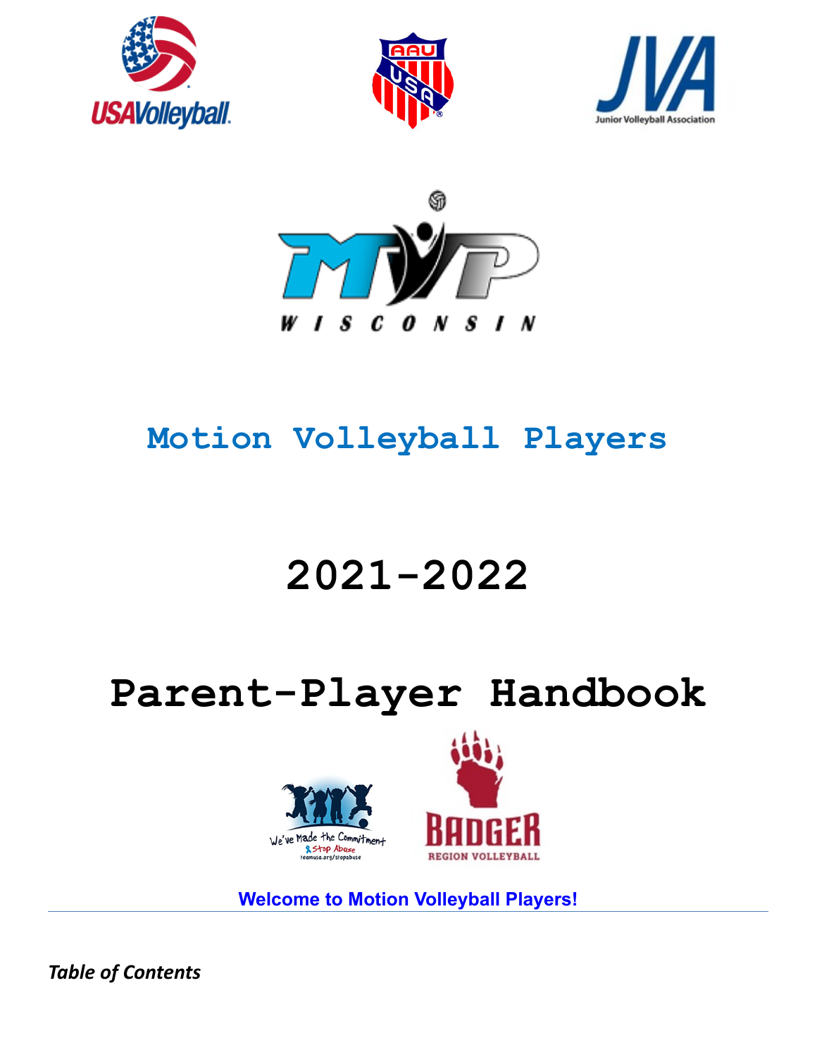# Motion Volleyball Players

# 2021-2022

# Parent-Player Handbook

**Welcome to Motion Volleyball Players!**

---

***Table of Contents***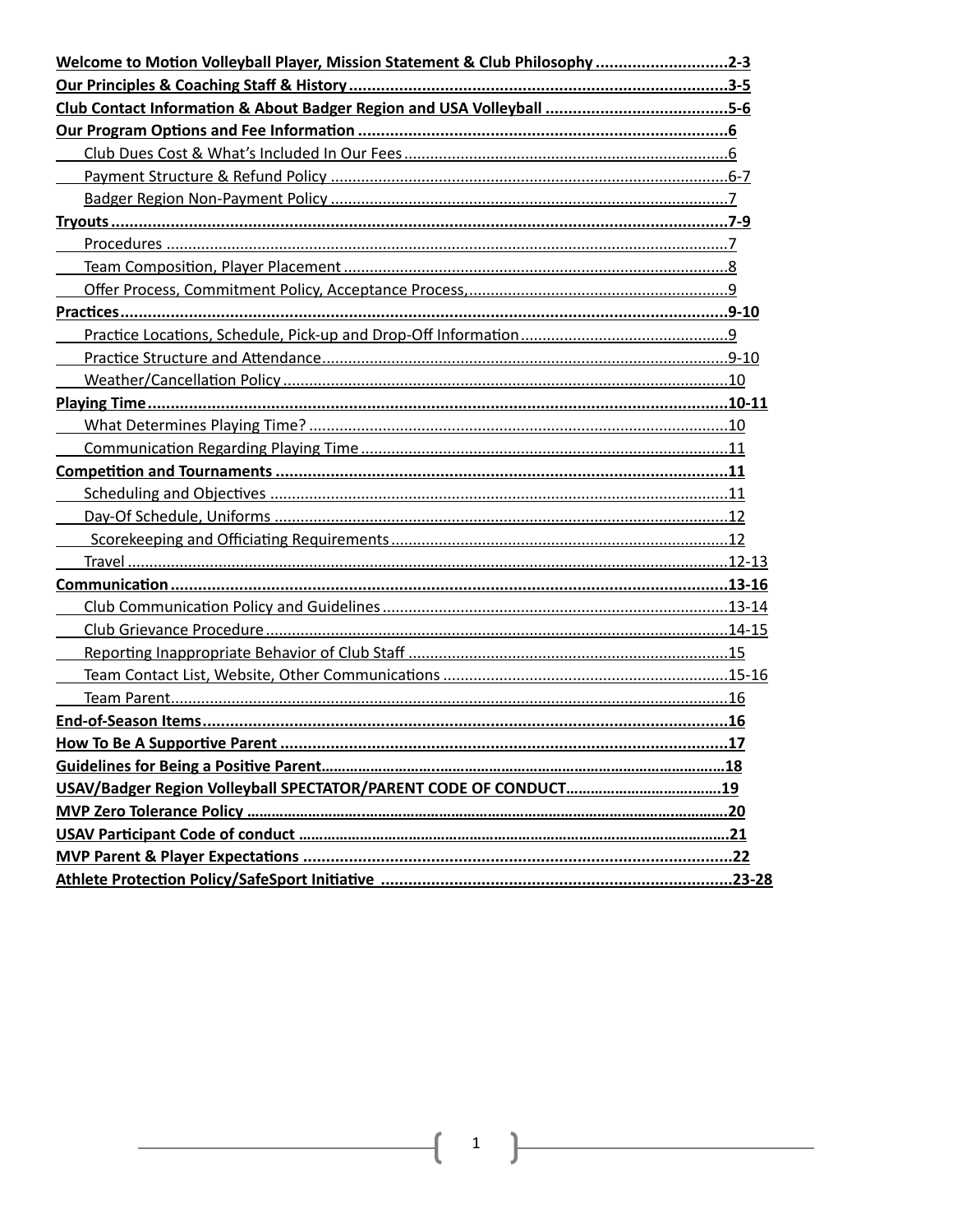**Welcome to Motion Volleyball Player, Mission Statement & Club Philosophy .............................2-3**
**Our Principles & Coaching Staff & History .....................................................................................3-5**
**Club Contact Information & About Badger Region and USA Volleyball .........................................5-6**
**Our Program Options and Fee Information ..................................................................................6**
- Club Dues Cost & What's Included In Our Fees ............................................................................6
- Payment Structure & Refund Policy .............................................................................................6-7
- Badger Region Non-Payment Policy .............................................................................................7

**Tryouts ...........................................................................................................................................7-9**
- Procedures ...................................................................................................................................7
- Team Composition, Player Placement ..........................................................................................8
- Offer Process, Commitment Policy, Acceptance Process, .............................................................9

**Practices .......................................................................................................................................9-10**
- Practice Locations, Schedule, Pick-up and Drop-Off Information .................................................9
- Practice Structure and Attendance ...............................................................................................9-10
- Weather/Cancellation Policy ........................................................................................................10

**Playing Time ...............................................................................................................................10-11**
- What Determines Playing Time? ..................................................................................................10
- Communication Regarding Playing Time ......................................................................................11

**Competition and Tournaments .....................................................................................................11**
- Scheduling and Objectives ...........................................................................................................11
- Day-Of Schedule, Uniforms ..........................................................................................................12
- Scorekeeping and Officiating Requirements ...............................................................................12
- Travel ...........................................................................................................................................12-13

**Communication ...........................................................................................................................13-16**
- Club Communication Policy and Guidelines ................................................................................13-14
- Club Grievance Procedure ...........................................................................................................14-15
- Reporting Inappropriate Behavior of Club Staff ...........................................................................15
- Team Contact List, Website, Other Communications ...................................................................15-16
- Team Parent..................................................................................................................................16

**End-of-Season Items .....................................................................................................................16**
**How To Be A Supportive Parent ...................................................................................................17**
**Guidelines for Being a Positive Parent...........................................................................................18**
**USAV/Badger Region Volleyball SPECTATOR/PARENT CODE OF CONDUCT.......................................19**
**MVP Zero Tolerance Policy ..............................................................................................................20**
**USAV Participant Code of conduct .................................................................................................21**
**MVP Parent & Player Expectations ...............................................................................................22**
**Athlete Protection Policy/SafeSport Initiative ..............................................................................23-28**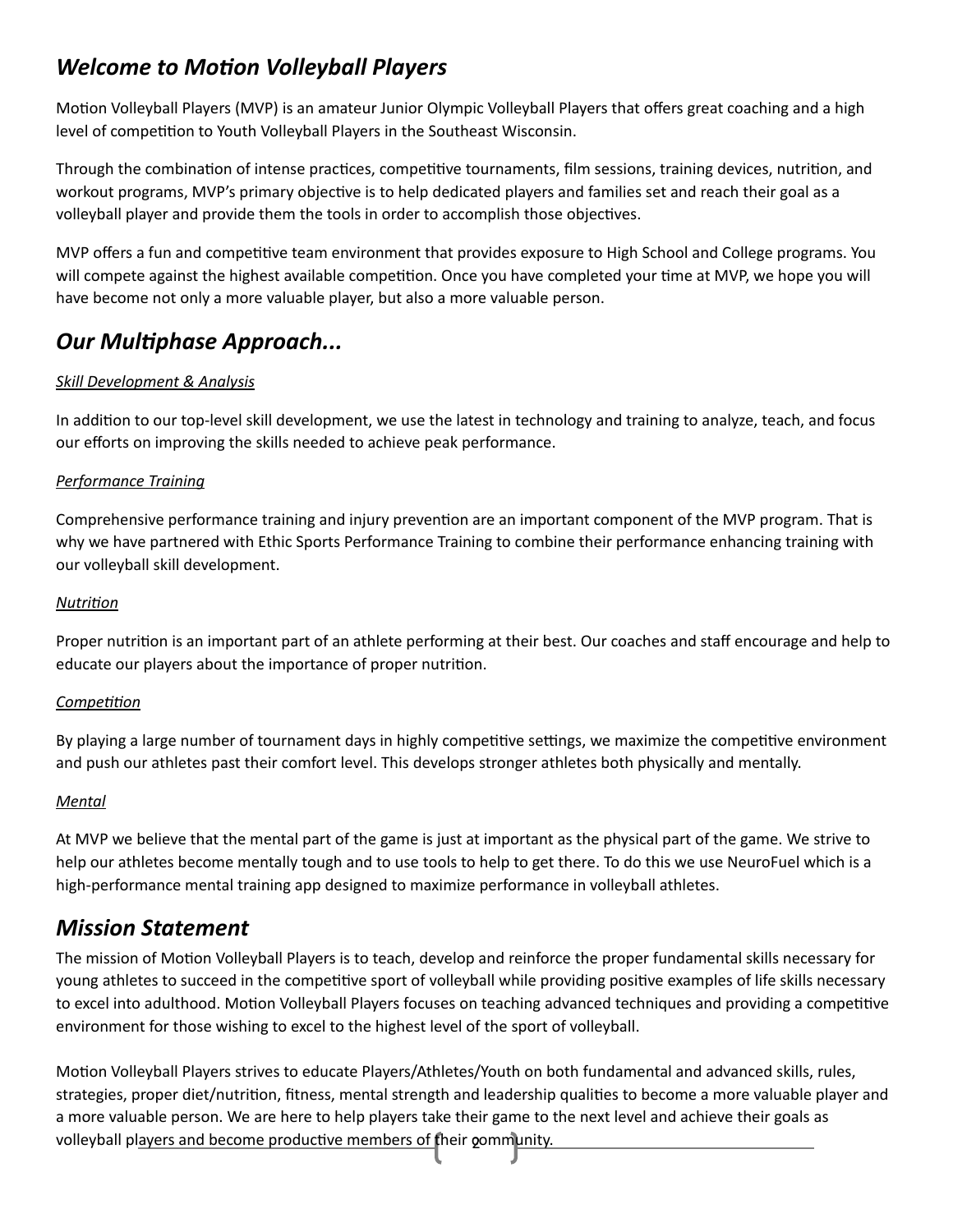## *Welcome to Motion Volleyball Players*

Motion Volleyball Players (MVP) is an amateur Junior Olympic Volleyball Players that offers great coaching and a high level of competition to Youth Volleyball Players in the Southeast Wisconsin.

Through the combination of intense practices, competitive tournaments, film sessions, training devices, nutrition, and workout programs, MVP's primary objective is to help dedicated players and families set and reach their goal as a volleyball player and provide them the tools in order to accomplish those objectives.

MVP offers a fun and competitive team environment that provides exposure to High School and College programs. You will compete against the highest available competition. Once you have completed your time at MVP, we hope you will have become not only a more valuable player, but also a more valuable person.

## *Our Multiphase Approach...*

*Skill Development & Analysis*

In addition to our top-level skill development, we use the latest in technology and training to analyze, teach, and focus our efforts on improving the skills needed to achieve peak performance.

*Performance Training*

Comprehensive performance training and injury prevention are an important component of the MVP program. That is why we have partnered with Ethic Sports Performance Training to combine their performance enhancing training with our volleyball skill development.

*Nutrition*

Proper nutrition is an important part of an athlete performing at their best. Our coaches and staff encourage and help to educate our players about the importance of proper nutrition.

*Competition*

By playing a large number of tournament days in highly competitive settings, we maximize the competitive environment and push our athletes past their comfort level. This develops stronger athletes both physically and mentally.

*Mental*

At MVP we believe that the mental part of the game is just at important as the physical part of the game. We strive to help our athletes become mentally tough and to use tools to help to get there. To do this we use NeuroFuel which is a high-performance mental training app designed to maximize performance in volleyball athletes.

## *Mission Statement*

The mission of Motion Volleyball Players is to teach, develop and reinforce the proper fundamental skills necessary for young athletes to succeed in the competitive sport of volleyball while providing positive examples of life skills necessary to excel into adulthood. Motion Volleyball Players focuses on teaching advanced techniques and providing a competitive environment for those wishing to excel to the highest level of the sport of volleyball.

Motion Volleyball Players strives to educate Players/Athletes/Youth on both fundamental and advanced skills, rules, strategies, proper diet/nutrition, fitness, mental strength and leadership qualities to become a more valuable player and a more valuable person. We are here to help players take their game to the next level and achieve their goals as volleyball players and become productive members of their community.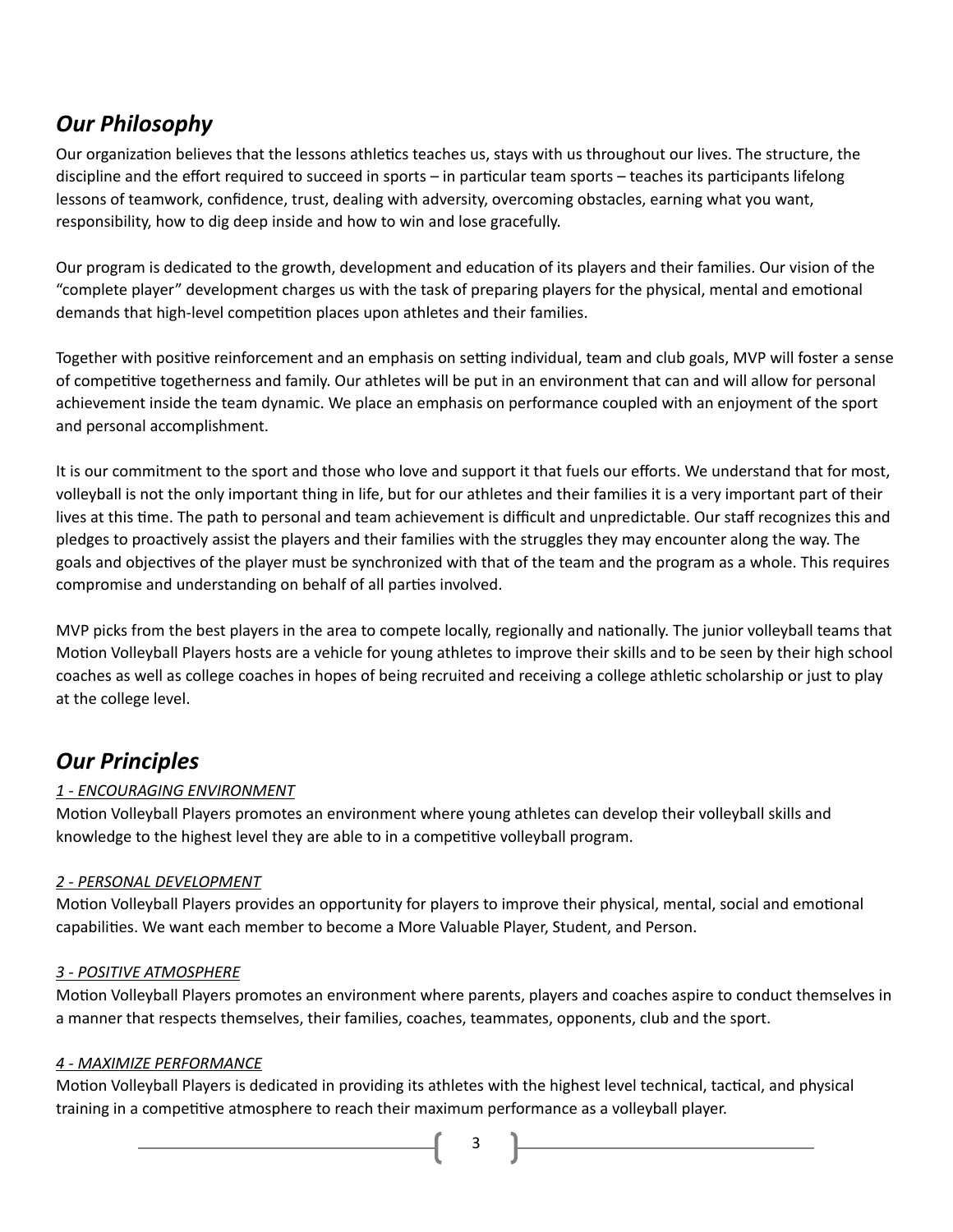## *Our Philosophy*

Our organization believes that the lessons athletics teaches us, stays with us throughout our lives. The structure, the discipline and the effort required to succeed in sports – in particular team sports – teaches its participants lifelong lessons of teamwork, confidence, trust, dealing with adversity, overcoming obstacles, earning what you want, responsibility, how to dig deep inside and how to win and lose gracefully.

Our program is dedicated to the growth, development and education of its players and their families. Our vision of the "complete player" development charges us with the task of preparing players for the physical, mental and emotional demands that high-level competition places upon athletes and their families.

Together with positive reinforcement and an emphasis on setting individual, team and club goals, MVP will foster a sense of competitive togetherness and family. Our athletes will be put in an environment that can and will allow for personal achievement inside the team dynamic. We place an emphasis on performance coupled with an enjoyment of the sport and personal accomplishment.

It is our commitment to the sport and those who love and support it that fuels our efforts. We understand that for most, volleyball is not the only important thing in life, but for our athletes and their families it is a very important part of their lives at this time. The path to personal and team achievement is difficult and unpredictable. Our staff recognizes this and pledges to proactively assist the players and their families with the struggles they may encounter along the way. The goals and objectives of the player must be synchronized with that of the team and the program as a whole. This requires compromise and understanding on behalf of all parties involved.

MVP picks from the best players in the area to compete locally, regionally and nationally. The junior volleyball teams that Motion Volleyball Players hosts are a vehicle for young athletes to improve their skills and to be seen by their high school coaches as well as college coaches in hopes of being recruited and receiving a college athletic scholarship or just to play at the college level.

## *Our Principles*

*1 - ENCOURAGING ENVIRONMENT*

Motion Volleyball Players promotes an environment where young athletes can develop their volleyball skills and knowledge to the highest level they are able to in a competitive volleyball program.

*2 - PERSONAL DEVELOPMENT*

Motion Volleyball Players provides an opportunity for players to improve their physical, mental, social and emotional capabilities. We want each member to become a More Valuable Player, Student, and Person.

*3 - POSITIVE ATMOSPHERE*

Motion Volleyball Players promotes an environment where parents, players and coaches aspire to conduct themselves in a manner that respects themselves, their families, coaches, teammates, opponents, club and the sport.

*4 - MAXIMIZE PERFORMANCE*

Motion Volleyball Players is dedicated in providing its athletes with the highest level technical, tactical, and physical training in a competitive atmosphere to reach their maximum performance as a volleyball player.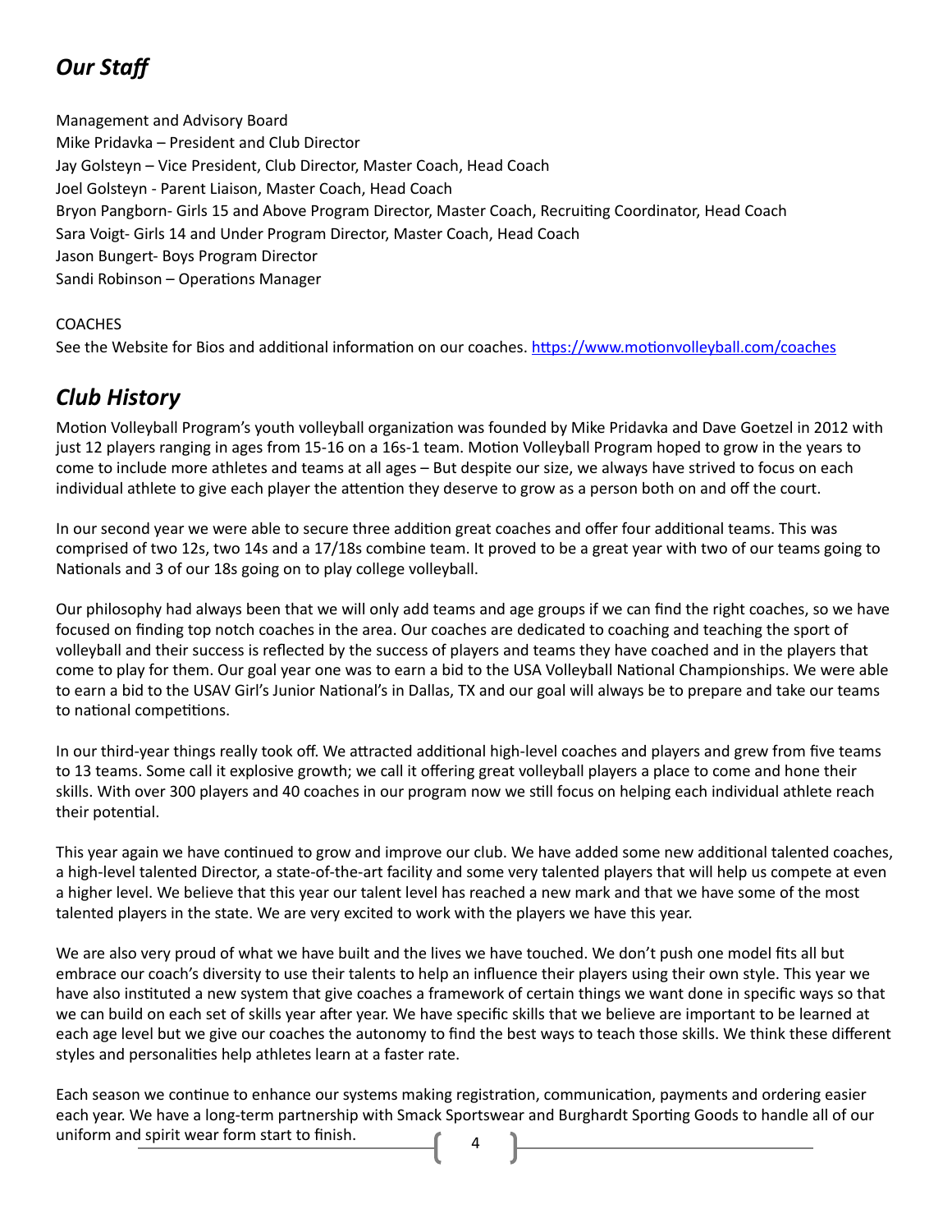## *Our Staff*

Management and Advisory Board
Mike Pridavka – President and Club Director
Jay Golsteyn – Vice President, Club Director, Master Coach, Head Coach
Joel Golsteyn - Parent Liaison, Master Coach, Head Coach
Bryon Pangborn- Girls 15 and Above Program Director, Master Coach, Recruiting Coordinator, Head Coach
Sara Voigt- Girls 14 and Under Program Director, Master Coach, Head Coach
Jason Bungert- Boys Program Director
Sandi Robinson – Operations Manager

COACHES
See the Website for Bios and additional information on our coaches. https://www.motionvolleyball.com/coaches

## *Club History*

Motion Volleyball Program's youth volleyball organization was founded by Mike Pridavka and Dave Goetzel in 2012 with just 12 players ranging in ages from 15-16 on a 16s-1 team. Motion Volleyball Program hoped to grow in the years to come to include more athletes and teams at all ages – But despite our size, we always have strived to focus on each individual athlete to give each player the attention they deserve to grow as a person both on and off the court.

In our second year we were able to secure three addition great coaches and offer four additional teams. This was comprised of two 12s, two 14s and a 17/18s combine team. It proved to be a great year with two of our teams going to Nationals and 3 of our 18s going on to play college volleyball.

Our philosophy had always been that we will only add teams and age groups if we can find the right coaches, so we have focused on finding top notch coaches in the area. Our coaches are dedicated to coaching and teaching the sport of volleyball and their success is reflected by the success of players and teams they have coached and in the players that come to play for them. Our goal year one was to earn a bid to the USA Volleyball National Championships. We were able to earn a bid to the USAV Girl's Junior National's in Dallas, TX and our goal will always be to prepare and take our teams to national competitions.

In our third-year things really took off. We attracted additional high-level coaches and players and grew from five teams to 13 teams. Some call it explosive growth; we call it offering great volleyball players a place to come and hone their skills. With over 300 players and 40 coaches in our program now we still focus on helping each individual athlete reach their potential.

This year again we have continued to grow and improve our club. We have added some new additional talented coaches, a high-level talented Director, a state-of-the-art facility and some very talented players that will help us compete at even a higher level. We believe that this year our talent level has reached a new mark and that we have some of the most talented players in the state. We are very excited to work with the players we have this year.

We are also very proud of what we have built and the lives we have touched. We don't push one model fits all but embrace our coach's diversity to use their talents to help an influence their players using their own style. This year we have also instituted a new system that give coaches a framework of certain things we want done in specific ways so that we can build on each set of skills year after year. We have specific skills that we believe are important to be learned at each age level but we give our coaches the autonomy to find the best ways to teach those skills. We think these different styles and personalities help athletes learn at a faster rate.

Each season we continue to enhance our systems making registration, communication, payments and ordering easier each year. We have a long-term partnership with Smack Sportswear and Burghardt Sporting Goods to handle all of our uniform and spirit wear form start to finish.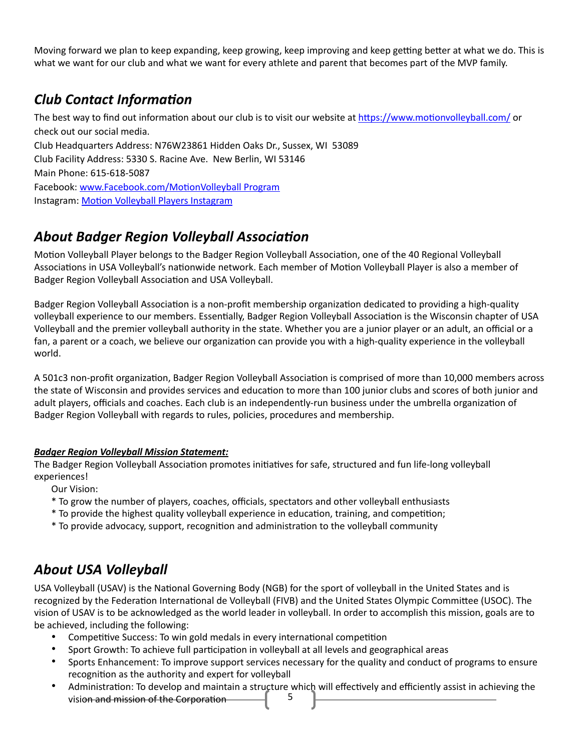Moving forward we plan to keep expanding, keep growing, keep improving and keep getting better at what we do. This is what we want for our club and what we want for every athlete and parent that becomes part of the MVP family.

## *Club Contact Information*

The best way to find out information about our club is to visit our website at [https://www.motionvolleyball.com/](https://www.motionvolleyball.com/) or check out our social media.

Club Headquarters Address: N76W23861 Hidden Oaks Dr., Sussex, WI 53089
Club Facility Address: 5330 S. Racine Ave. New Berlin, WI 53146
Main Phone: 615-618-5087
Facebook: www.Facebook.com/MotionVolleyball Program
Instagram: Motion Volleyball Players Instagram

## *About Badger Region Volleyball Association*

Motion Volleyball Player belongs to the Badger Region Volleyball Association, one of the 40 Regional Volleyball Associations in USA Volleyball's nationwide network. Each member of Motion Volleyball Player is also a member of Badger Region Volleyball Association and USA Volleyball.

Badger Region Volleyball Association is a non-profit membership organization dedicated to providing a high-quality volleyball experience to our members. Essentially, Badger Region Volleyball Association is the Wisconsin chapter of USA Volleyball and the premier volleyball authority in the state. Whether you are a junior player or an adult, an official or a fan, a parent or a coach, we believe our organization can provide you with a high-quality experience in the volleyball world.

A 501c3 non-profit organization, Badger Region Volleyball Association is comprised of more than 10,000 members across the state of Wisconsin and provides services and education to more than 100 junior clubs and scores of both junior and adult players, officials and coaches. Each club is an independently-run business under the umbrella organization of Badger Region Volleyball with regards to rules, policies, procedures and membership.

***Badger Region Volleyball Mission Statement:***

The Badger Region Volleyball Association promotes initiatives for safe, structured and fun life-long volleyball experiences!

Our Vision:

* To grow the number of players, coaches, officials, spectators and other volleyball enthusiasts
* To provide the highest quality volleyball experience in education, training, and competition;
* To provide advocacy, support, recognition and administration to the volleyball community

## *About USA Volleyball*

USA Volleyball (USAV) is the National Governing Body (NGB) for the sport of volleyball in the United States and is recognized by the Federation International de Volleyball (FIVB) and the United States Olympic Committee (USOC). The vision of USAV is to be acknowledged as the world leader in volleyball. In order to accomplish this mission, goals are to be achieved, including the following:

- Competitive Success: To win gold medals in every international competition
- Sport Growth: To achieve full participation in volleyball at all levels and geographical areas
- Sports Enhancement: To improve support services necessary for the quality and conduct of programs to ensure recognition as the authority and expert for volleyball
- Administration: To develop and maintain a structure which will effectively and efficiently assist in achieving the vision and mission of the Corporation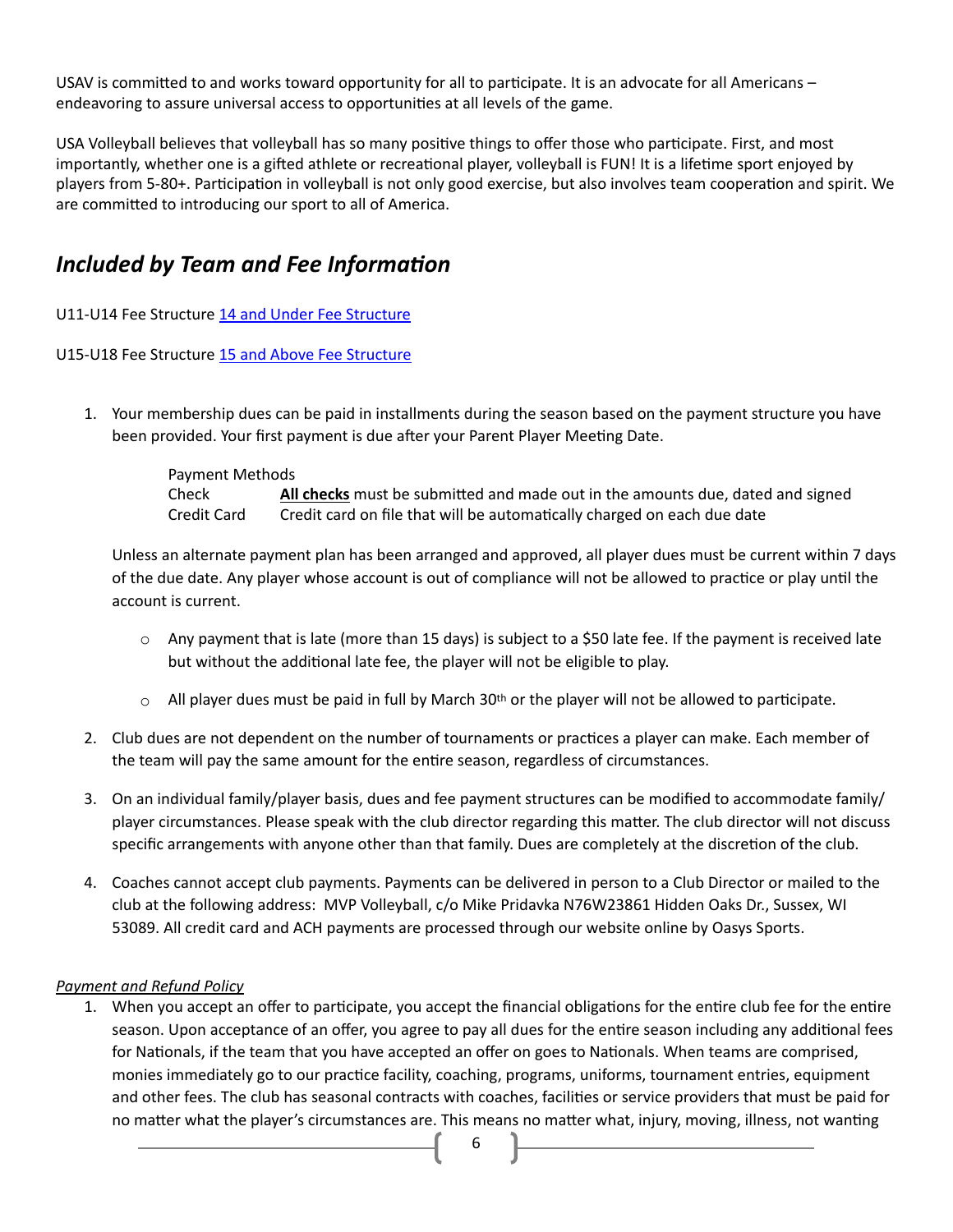USAV is committed to and works toward opportunity for all to participate. It is an advocate for all Americans – endeavoring to assure universal access to opportunities at all levels of the game.

USA Volleyball believes that volleyball has so many positive things to offer those who participate. First, and most importantly, whether one is a gifted athlete or recreational player, volleyball is FUN! It is a lifetime sport enjoyed by players from 5-80+. Participation in volleyball is not only good exercise, but also involves team cooperation and spirit. We are committed to introducing our sport to all of America.

## *Included by Team and Fee Information*

U11-U14 Fee Structure [14 and Under Fee Structure]

U15-U18 Fee Structure [15 and Above Fee Structure]

1. Your membership dues can be paid in installments during the season based on the payment structure you have been provided. Your first payment is due after your Parent Player Meeting Date.

   Payment Methods
   Check — **All checks** must be submitted and made out in the amounts due, dated and signed
   Credit Card — Credit card on file that will be automatically charged on each due date

   Unless an alternate payment plan has been arranged and approved, all player dues must be current within 7 days of the due date. Any player whose account is out of compliance will not be allowed to practice or play until the account is current.

   - Any payment that is late (more than 15 days) is subject to a $50 late fee. If the payment is received late but without the additional late fee, the player will not be eligible to play.
   - All player dues must be paid in full by March 30th or the player will not be allowed to participate.

2. Club dues are not dependent on the number of tournaments or practices a player can make. Each member of the team will pay the same amount for the entire season, regardless of circumstances.

3. On an individual family/player basis, dues and fee payment structures can be modified to accommodate family/ player circumstances. Please speak with the club director regarding this matter. The club director will not discuss specific arrangements with anyone other than that family. Dues are completely at the discretion of the club.

4. Coaches cannot accept club payments. Payments can be delivered in person to a Club Director or mailed to the club at the following address: MVP Volleyball, c/o Mike Pridavka N76W23861 Hidden Oaks Dr., Sussex, WI 53089. All credit card and ACH payments are processed through our website online by Oasys Sports.

*Payment and Refund Policy*

1. When you accept an offer to participate, you accept the financial obligations for the entire club fee for the entire season. Upon acceptance of an offer, you agree to pay all dues for the entire season including any additional fees for Nationals, if the team that you have accepted an offer on goes to Nationals. When teams are comprised, monies immediately go to our practice facility, coaching, programs, uniforms, tournament entries, equipment and other fees. The club has seasonal contracts with coaches, facilities or service providers that must be paid for no matter what the player's circumstances are. This means no matter what, injury, moving, illness, not wanting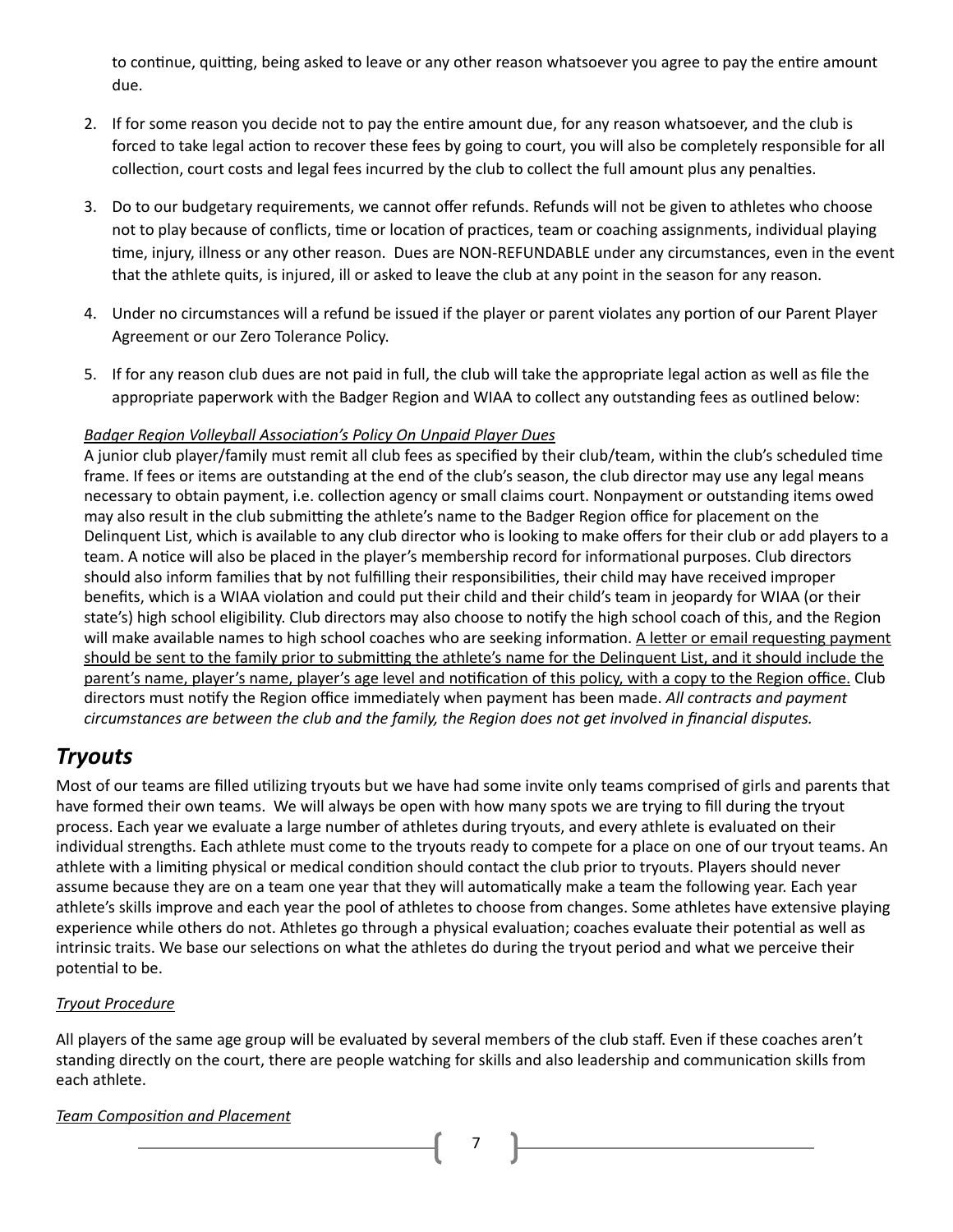to continue, quitting, being asked to leave or any other reason whatsoever you agree to pay the entire amount due.

2. If for some reason you decide not to pay the entire amount due, for any reason whatsoever, and the club is forced to take legal action to recover these fees by going to court, you will also be completely responsible for all collection, court costs and legal fees incurred by the club to collect the full amount plus any penalties.

3. Do to our budgetary requirements, we cannot offer refunds. Refunds will not be given to athletes who choose not to play because of conflicts, time or location of practices, team or coaching assignments, individual playing time, injury, illness or any other reason. Dues are NON-REFUNDABLE under any circumstances, even in the event that the athlete quits, is injured, ill or asked to leave the club at any point in the season for any reason.

4. Under no circumstances will a refund be issued if the player or parent violates any portion of our Parent Player Agreement or our Zero Tolerance Policy.

5. If for any reason club dues are not paid in full, the club will take the appropriate legal action as well as file the appropriate paperwork with the Badger Region and WIAA to collect any outstanding fees as outlined below:

*Badger Region Volleyball Association's Policy On Unpaid Player Dues*

A junior club player/family must remit all club fees as specified by their club/team, within the club's scheduled time frame. If fees or items are outstanding at the end of the club's season, the club director may use any legal means necessary to obtain payment, i.e. collection agency or small claims court. Nonpayment or outstanding items owed may also result in the club submitting the athlete's name to the Badger Region office for placement on the Delinquent List, which is available to any club director who is looking to make offers for their club or add players to a team. A notice will also be placed in the player's membership record for informational purposes. Club directors should also inform families that by not fulfilling their responsibilities, their child may have received improper benefits, which is a WIAA violation and could put their child and their child's team in jeopardy for WIAA (or their state's) high school eligibility. Club directors may also choose to notify the high school coach of this, and the Region will make available names to high school coaches who are seeking information. A letter or email requesting payment should be sent to the family prior to submitting the athlete's name for the Delinquent List, and it should include the parent's name, player's name, player's age level and notification of this policy, with a copy to the Region office. Club directors must notify the Region office immediately when payment has been made. *All contracts and payment circumstances are between the club and the family, the Region does not get involved in financial disputes.*

## *Tryouts*

Most of our teams are filled utilizing tryouts but we have had some invite only teams comprised of girls and parents that have formed their own teams. We will always be open with how many spots we are trying to fill during the tryout process. Each year we evaluate a large number of athletes during tryouts, and every athlete is evaluated on their individual strengths. Each athlete must come to the tryouts ready to compete for a place on one of our tryout teams. An athlete with a limiting physical or medical condition should contact the club prior to tryouts. Players should never assume because they are on a team one year that they will automatically make a team the following year. Each year athlete's skills improve and each year the pool of athletes to choose from changes. Some athletes have extensive playing experience while others do not. Athletes go through a physical evaluation; coaches evaluate their potential as well as intrinsic traits. We base our selections on what the athletes do during the tryout period and what we perceive their potential to be.

*Tryout Procedure*

All players of the same age group will be evaluated by several members of the club staff. Even if these coaches aren't standing directly on the court, there are people watching for skills and also leadership and communication skills from each athlete.

*Team Composition and Placement*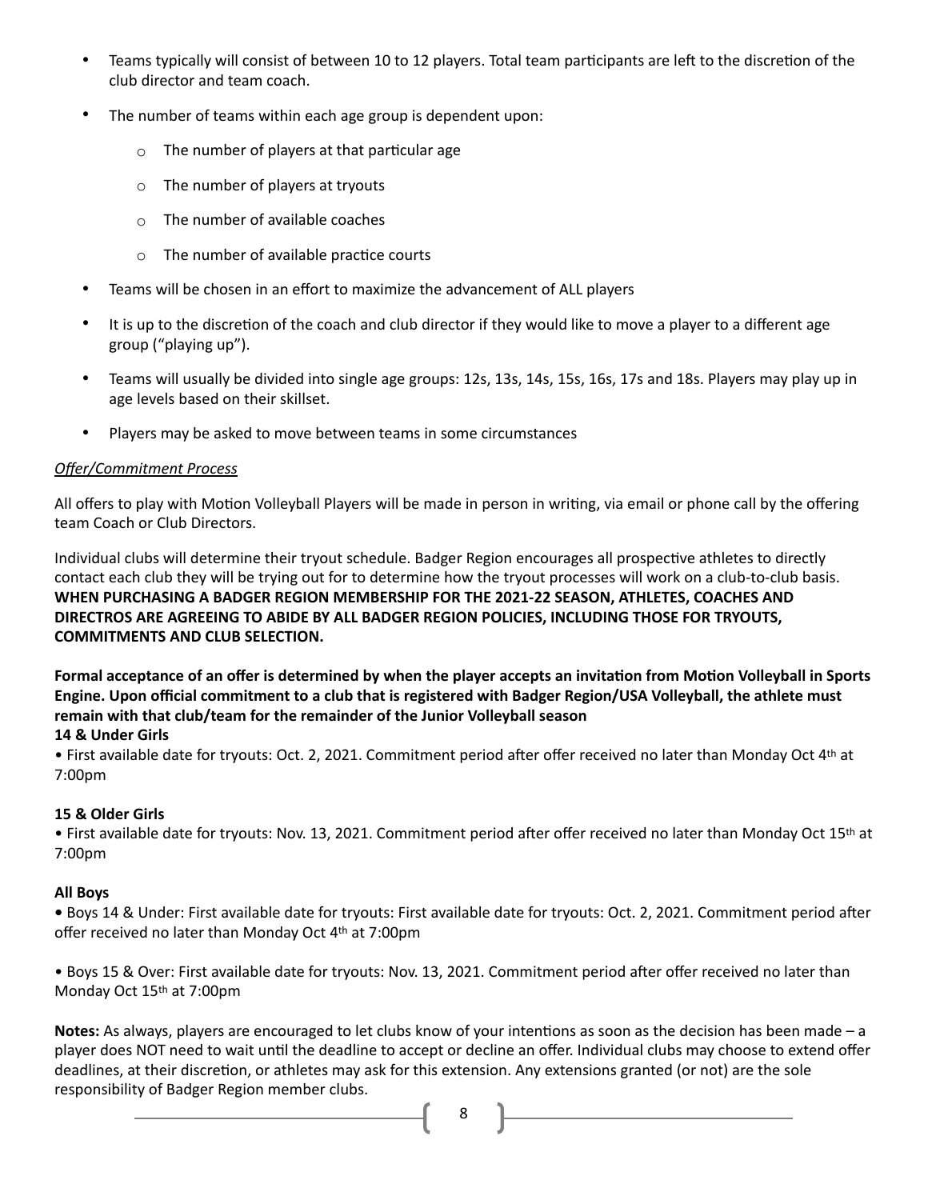- Teams typically will consist of between 10 to 12 players. Total team participants are left to the discretion of the club director and team coach.
- The number of teams within each age group is dependent upon:
  - The number of players at that particular age
  - The number of players at tryouts
  - The number of available coaches
  - The number of available practice courts
- Teams will be chosen in an effort to maximize the advancement of ALL players
- It is up to the discretion of the coach and club director if they would like to move a player to a different age group ("playing up").
- Teams will usually be divided into single age groups: 12s, 13s, 14s, 15s, 16s, 17s and 18s. Players may play up in age levels based on their skillset.
- Players may be asked to move between teams in some circumstances

*Offer/Commitment Process*

All offers to play with Motion Volleyball Players will be made in person in writing, via email or phone call by the offering team Coach or Club Directors.

Individual clubs will determine their tryout schedule. Badger Region encourages all prospective athletes to directly contact each club they will be trying out for to determine how the tryout processes will work on a club-to-club basis. **WHEN PURCHASING A BADGER REGION MEMBERSHIP FOR THE 2021-22 SEASON, ATHLETES, COACHES AND DIRECTROS ARE AGREEING TO ABIDE BY ALL BADGER REGION POLICIES, INCLUDING THOSE FOR TRYOUTS, COMMITMENTS AND CLUB SELECTION.**

**Formal acceptance of an offer is determined by when the player accepts an invitation from Motion Volleyball in Sports Engine. Upon official commitment to a club that is registered with Badger Region/USA Volleyball, the athlete must remain with that club/team for the remainder of the Junior Volleyball season**

**14 & Under Girls**

• First available date for tryouts: Oct. 2, 2021. Commitment period after offer received no later than Monday Oct 4th at 7:00pm

**15 & Older Girls**

• First available date for tryouts: Nov. 13, 2021. Commitment period after offer received no later than Monday Oct 15th at 7:00pm

**All Boys**

**•** Boys 14 & Under: First available date for tryouts: First available date for tryouts: Oct. 2, 2021. Commitment period after offer received no later than Monday Oct 4th at 7:00pm

• Boys 15 & Over: First available date for tryouts: Nov. 13, 2021. Commitment period after offer received no later than Monday Oct 15th at 7:00pm

**Notes:** As always, players are encouraged to let clubs know of your intentions as soon as the decision has been made – a player does NOT need to wait until the deadline to accept or decline an offer. Individual clubs may choose to extend offer deadlines, at their discretion, or athletes may ask for this extension. Any extensions granted (or not) are the sole responsibility of Badger Region member clubs.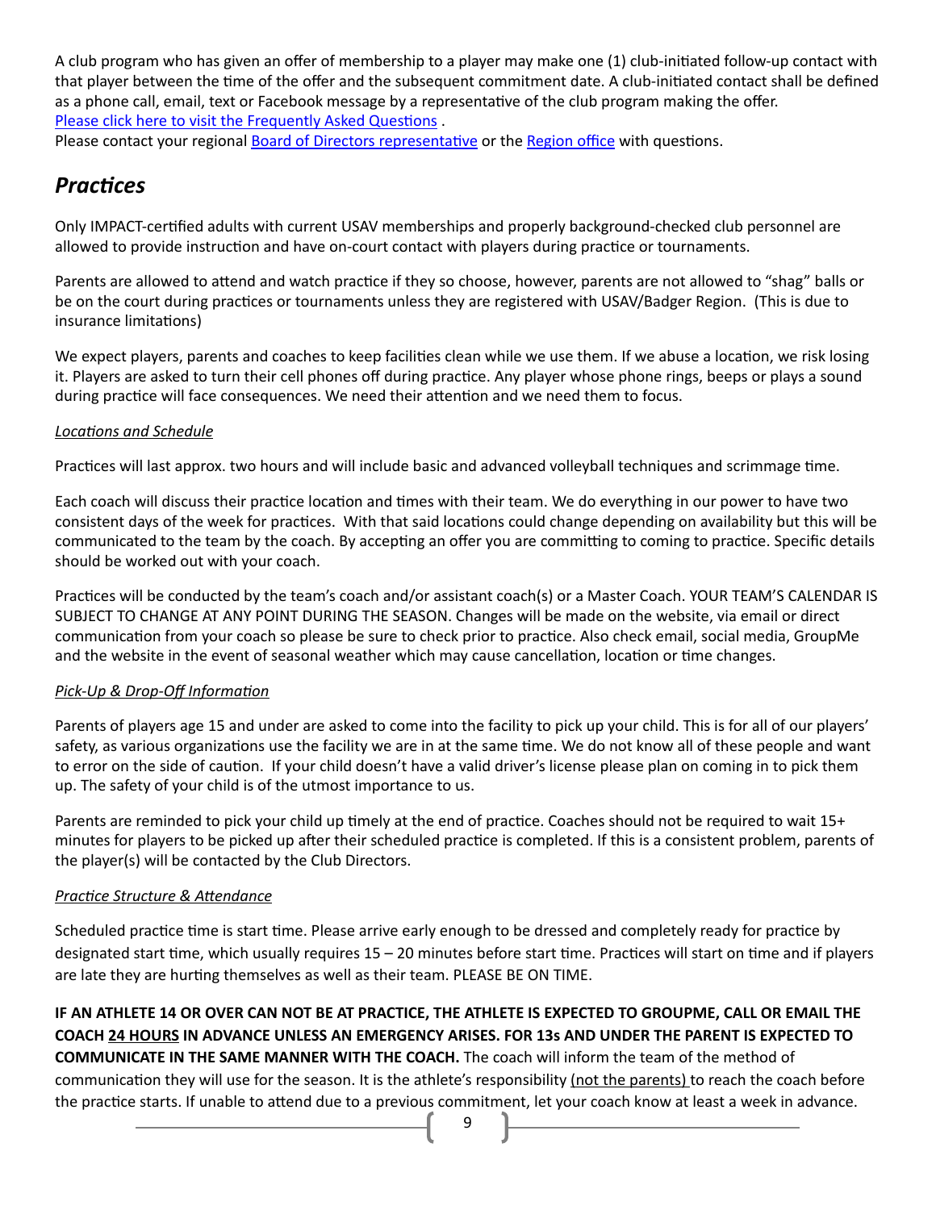A club program who has given an offer of membership to a player may make one (1) club-initiated follow-up contact with that player between the time of the offer and the subsequent commitment date. A club-initiated contact shall be defined as a phone call, email, text or Facebook message by a representative of the club program making the offer.
Please click here to visit the Frequently Asked Questions .
Please contact your regional Board of Directors representative or the Region office with questions.

## *Practices*

Only IMPACT-certified adults with current USAV memberships and properly background-checked club personnel are allowed to provide instruction and have on-court contact with players during practice or tournaments.

Parents are allowed to attend and watch practice if they so choose, however, parents are not allowed to "shag" balls or be on the court during practices or tournaments unless they are registered with USAV/Badger Region. (This is due to insurance limitations)

We expect players, parents and coaches to keep facilities clean while we use them. If we abuse a location, we risk losing it. Players are asked to turn their cell phones off during practice. Any player whose phone rings, beeps or plays a sound during practice will face consequences. We need their attention and we need them to focus.

### *Locations and Schedule*

Practices will last approx. two hours and will include basic and advanced volleyball techniques and scrimmage time.

Each coach will discuss their practice location and times with their team. We do everything in our power to have two consistent days of the week for practices. With that said locations could change depending on availability but this will be communicated to the team by the coach. By accepting an offer you are committing to coming to practice. Specific details should be worked out with your coach.

Practices will be conducted by the team's coach and/or assistant coach(s) or a Master Coach. YOUR TEAM'S CALENDAR IS SUBJECT TO CHANGE AT ANY POINT DURING THE SEASON. Changes will be made on the website, via email or direct communication from your coach so please be sure to check prior to practice. Also check email, social media, GroupMe and the website in the event of seasonal weather which may cause cancellation, location or time changes.

### *Pick-Up & Drop-Off Information*

Parents of players age 15 and under are asked to come into the facility to pick up your child. This is for all of our players' safety, as various organizations use the facility we are in at the same time. We do not know all of these people and want to error on the side of caution. If your child doesn't have a valid driver's license please plan on coming in to pick them up. The safety of your child is of the utmost importance to us.

Parents are reminded to pick your child up timely at the end of practice. Coaches should not be required to wait 15+ minutes for players to be picked up after their scheduled practice is completed. If this is a consistent problem, parents of the player(s) will be contacted by the Club Directors.

### *Practice Structure & Attendance*

Scheduled practice time is start time. Please arrive early enough to be dressed and completely ready for practice by designated start time, which usually requires 15 – 20 minutes before start time. Practices will start on time and if players are late they are hurting themselves as well as their team. PLEASE BE ON TIME.

**IF AN ATHLETE 14 OR OVER CAN NOT BE AT PRACTICE, THE ATHLETE IS EXPECTED TO GROUPME, CALL OR EMAIL THE COACH 24 HOURS IN ADVANCE UNLESS AN EMERGENCY ARISES. FOR 13s AND UNDER THE PARENT IS EXPECTED TO COMMUNICATE IN THE SAME MANNER WITH THE COACH.** The coach will inform the team of the method of communication they will use for the season. It is the athlete's responsibility (not the parents) to reach the coach before the practice starts. If unable to attend due to a previous commitment, let your coach know at least a week in advance.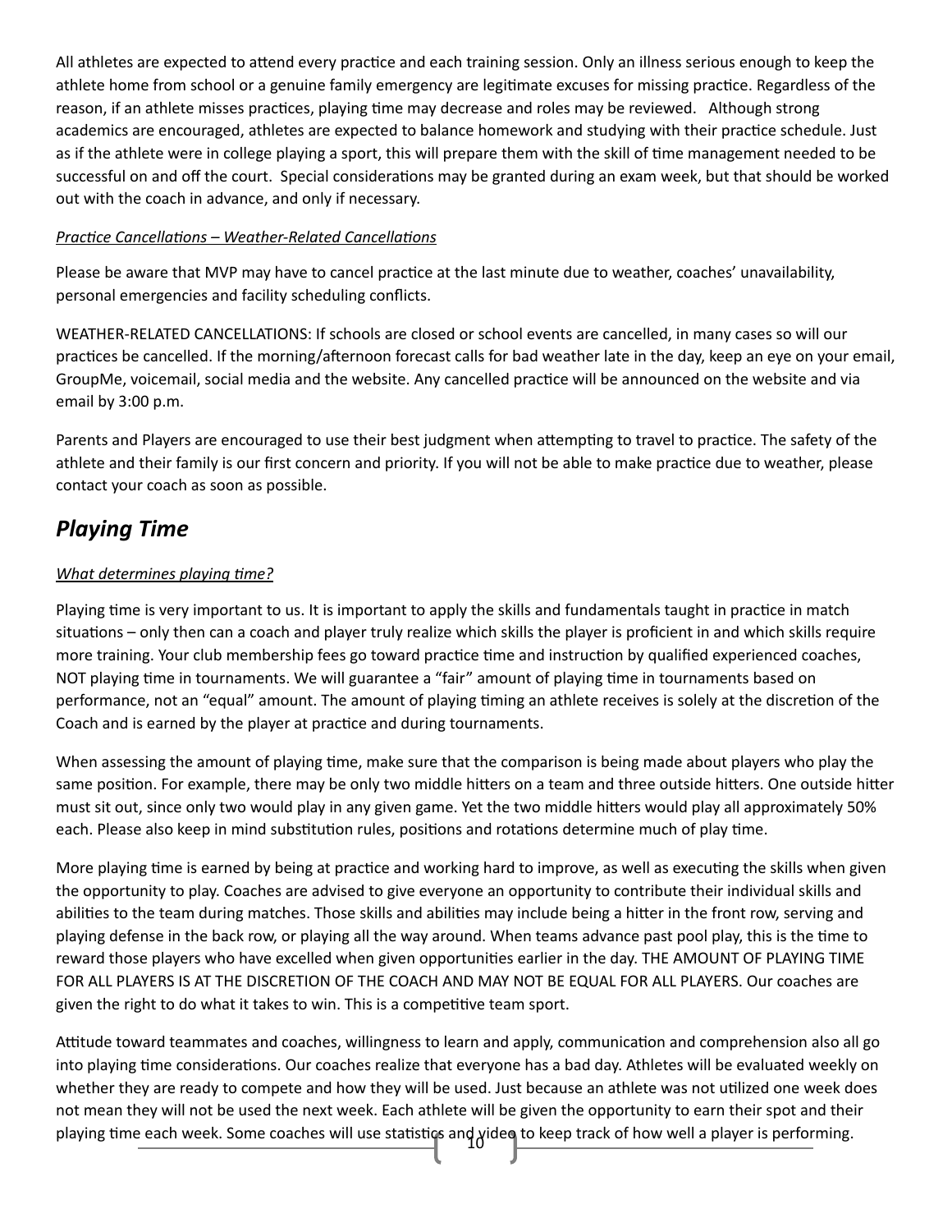All athletes are expected to attend every practice and each training session. Only an illness serious enough to keep the athlete home from school or a genuine family emergency are legitimate excuses for missing practice. Regardless of the reason, if an athlete misses practices, playing time may decrease and roles may be reviewed. Although strong academics are encouraged, athletes are expected to balance homework and studying with their practice schedule. Just as if the athlete were in college playing a sport, this will prepare them with the skill of time management needed to be successful on and off the court. Special considerations may be granted during an exam week, but that should be worked out with the coach in advance, and only if necessary.

*Practice Cancellations – Weather-Related Cancellations*

Please be aware that MVP may have to cancel practice at the last minute due to weather, coaches' unavailability, personal emergencies and facility scheduling conflicts.

WEATHER-RELATED CANCELLATIONS: If schools are closed or school events are cancelled, in many cases so will our practices be cancelled. If the morning/afternoon forecast calls for bad weather late in the day, keep an eye on your email, GroupMe, voicemail, social media and the website. Any cancelled practice will be announced on the website and via email by 3:00 p.m.

Parents and Players are encouraged to use their best judgment when attempting to travel to practice. The safety of the athlete and their family is our first concern and priority. If you will not be able to make practice due to weather, please contact your coach as soon as possible.

## *Playing Time*

*What determines playing time?*

Playing time is very important to us. It is important to apply the skills and fundamentals taught in practice in match situations – only then can a coach and player truly realize which skills the player is proficient in and which skills require more training. Your club membership fees go toward practice time and instruction by qualified experienced coaches, NOT playing time in tournaments. We will guarantee a "fair" amount of playing time in tournaments based on performance, not an "equal" amount. The amount of playing timing an athlete receives is solely at the discretion of the Coach and is earned by the player at practice and during tournaments.

When assessing the amount of playing time, make sure that the comparison is being made about players who play the same position. For example, there may be only two middle hitters on a team and three outside hitters. One outside hitter must sit out, since only two would play in any given game. Yet the two middle hitters would play all approximately 50% each. Please also keep in mind substitution rules, positions and rotations determine much of play time.

More playing time is earned by being at practice and working hard to improve, as well as executing the skills when given the opportunity to play. Coaches are advised to give everyone an opportunity to contribute their individual skills and abilities to the team during matches. Those skills and abilities may include being a hitter in the front row, serving and playing defense in the back row, or playing all the way around. When teams advance past pool play, this is the time to reward those players who have excelled when given opportunities earlier in the day. THE AMOUNT OF PLAYING TIME FOR ALL PLAYERS IS AT THE DISCRETION OF THE COACH AND MAY NOT BE EQUAL FOR ALL PLAYERS. Our coaches are given the right to do what it takes to win. This is a competitive team sport.

Attitude toward teammates and coaches, willingness to learn and apply, communication and comprehension also all go into playing time considerations. Our coaches realize that everyone has a bad day. Athletes will be evaluated weekly on whether they are ready to compete and how they will be used. Just because an athlete was not utilized one week does not mean they will not be used the next week. Each athlete will be given the opportunity to earn their spot and their playing time each week. Some coaches will use statistics and video to keep track of how well a player is performing.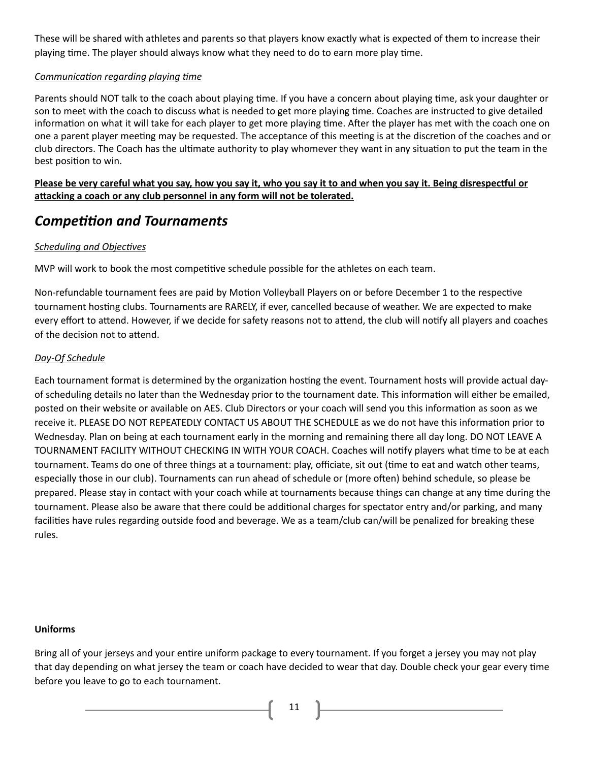These will be shared with athletes and parents so that players know exactly what is expected of them to increase their playing time. The player should always know what they need to do to earn more play time.

*Communication regarding playing time*

Parents should NOT talk to the coach about playing time. If you have a concern about playing time, ask your daughter or son to meet with the coach to discuss what is needed to get more playing time. Coaches are instructed to give detailed information on what it will take for each player to get more playing time. After the player has met with the coach one on one a parent player meeting may be requested. The acceptance of this meeting is at the discretion of the coaches and or club directors. The Coach has the ultimate authority to play whomever they want in any situation to put the team in the best position to win.

**Please be very careful what you say, how you say it, who you say it to and when you say it. Being disrespectful or attacking a coach or any club personnel in any form will not be tolerated.**

## *Competition and Tournaments*

*Scheduling and Objectives*

MVP will work to book the most competitive schedule possible for the athletes on each team.

Non-refundable tournament fees are paid by Motion Volleyball Players on or before December 1 to the respective tournament hosting clubs. Tournaments are RARELY, if ever, cancelled because of weather. We are expected to make every effort to attend. However, if we decide for safety reasons not to attend, the club will notify all players and coaches of the decision not to attend.

*Day-Of Schedule*

Each tournament format is determined by the organization hosting the event. Tournament hosts will provide actual day-of scheduling details no later than the Wednesday prior to the tournament date. This information will either be emailed, posted on their website or available on AES. Club Directors or your coach will send you this information as soon as we receive it. PLEASE DO NOT REPEATEDLY CONTACT US ABOUT THE SCHEDULE as we do not have this information prior to Wednesday. Plan on being at each tournament early in the morning and remaining there all day long. DO NOT LEAVE A TOURNAMENT FACILITY WITHOUT CHECKING IN WITH YOUR COACH. Coaches will notify players what time to be at each tournament. Teams do one of three things at a tournament: play, officiate, sit out (time to eat and watch other teams, especially those in our club). Tournaments can run ahead of schedule or (more often) behind schedule, so please be prepared. Please stay in contact with your coach while at tournaments because things can change at any time during the tournament. Please also be aware that there could be additional charges for spectator entry and/or parking, and many facilities have rules regarding outside food and beverage. We as a team/club can/will be penalized for breaking these rules.

**Uniforms**

Bring all of your jerseys and your entire uniform package to every tournament. If you forget a jersey you may not play that day depending on what jersey the team or coach have decided to wear that day. Double check your gear every time before you leave to go to each tournament.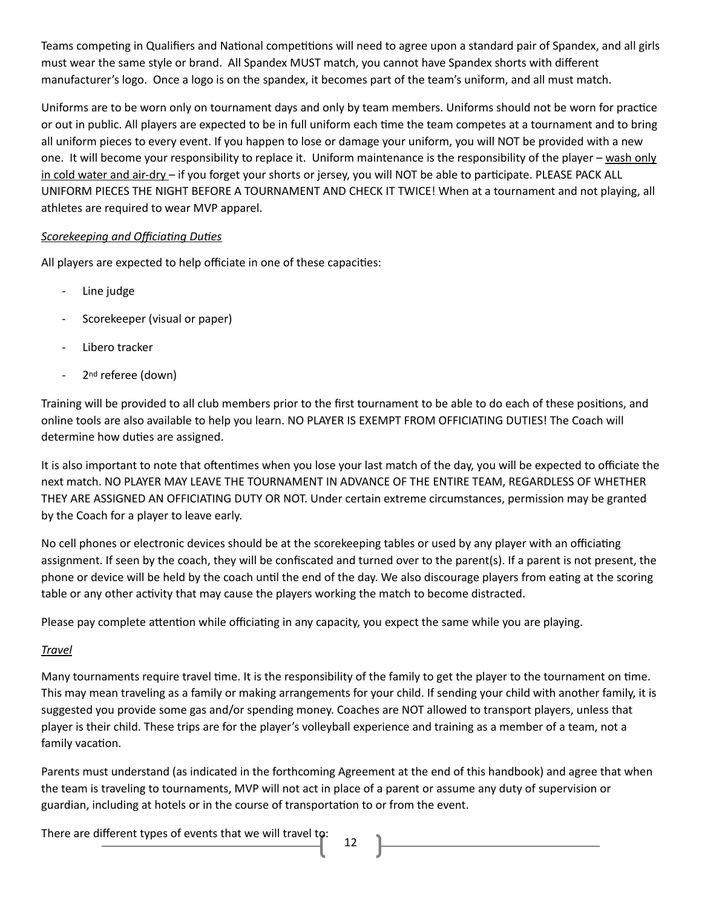Teams competing in Qualifiers and National competitions will need to agree upon a standard pair of Spandex, and all girls must wear the same style or brand. All Spandex MUST match, you cannot have Spandex shorts with different manufacturer's logo. Once a logo is on the spandex, it becomes part of the team's uniform, and all must match.

Uniforms are to be worn only on tournament days and only by team members. Uniforms should not be worn for practice or out in public. All players are expected to be in full uniform each time the team competes at a tournament and to bring all uniform pieces to every event. If you happen to lose or damage your uniform, you will NOT be provided with a new one. It will become your responsibility to replace it. Uniform maintenance is the responsibility of the player – wash only in cold water and air-dry – if you forget your shorts or jersey, you will NOT be able to participate. PLEASE PACK ALL UNIFORM PIECES THE NIGHT BEFORE A TOURNAMENT AND CHECK IT TWICE! When at a tournament and not playing, all athletes are required to wear MVP apparel.

*Scorekeeping and Officiating Duties*

All players are expected to help officiate in one of these capacities:

- Line judge
- Scorekeeper (visual or paper)
- Libero tracker
- 2nd referee (down)

Training will be provided to all club members prior to the first tournament to be able to do each of these positions, and online tools are also available to help you learn. NO PLAYER IS EXEMPT FROM OFFICIATING DUTIES! The Coach will determine how duties are assigned.

It is also important to note that oftentimes when you lose your last match of the day, you will be expected to officiate the next match. NO PLAYER MAY LEAVE THE TOURNAMENT IN ADVANCE OF THE ENTIRE TEAM, REGARDLESS OF WHETHER THEY ARE ASSIGNED AN OFFICIATING DUTY OR NOT. Under certain extreme circumstances, permission may be granted by the Coach for a player to leave early.

No cell phones or electronic devices should be at the scorekeeping tables or used by any player with an officiating assignment. If seen by the coach, they will be confiscated and turned over to the parent(s). If a parent is not present, the phone or device will be held by the coach until the end of the day. We also discourage players from eating at the scoring table or any other activity that may cause the players working the match to become distracted.

Please pay complete attention while officiating in any capacity, you expect the same while you are playing.

*Travel*

Many tournaments require travel time. It is the responsibility of the family to get the player to the tournament on time. This may mean traveling as a family or making arrangements for your child. If sending your child with another family, it is suggested you provide some gas and/or spending money. Coaches are NOT allowed to transport players, unless that player is their child. These trips are for the player's volleyball experience and training as a member of a team, not a family vacation.

Parents must understand (as indicated in the forthcoming Agreement at the end of this handbook) and agree that when the team is traveling to tournaments, MVP will not act in place of a parent or assume any duty of supervision or guardian, including at hotels or in the course of transportation to or from the event.

There are different types of events that we will travel to: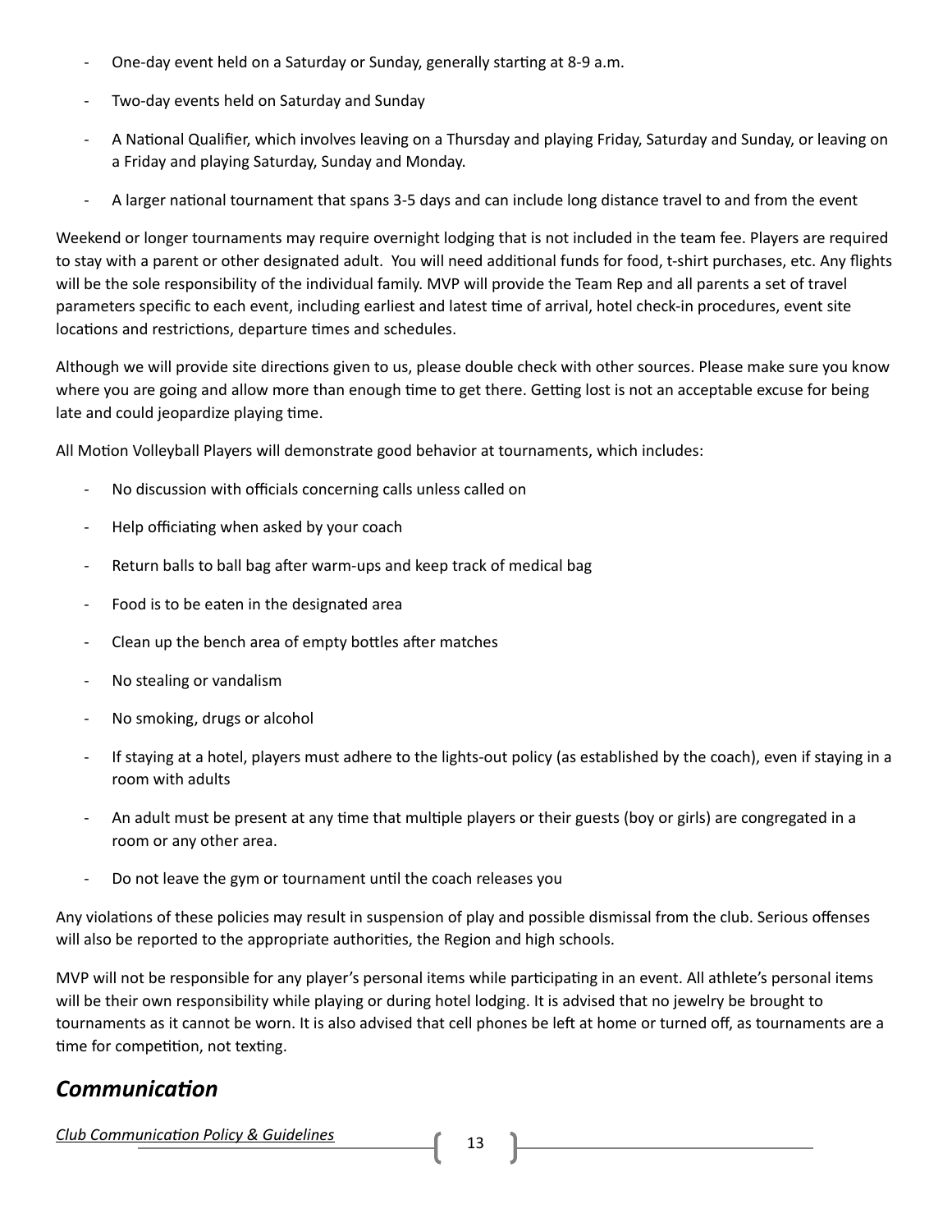- One-day event held on a Saturday or Sunday, generally starting at 8-9 a.m.
- Two-day events held on Saturday and Sunday
- A National Qualifier, which involves leaving on a Thursday and playing Friday, Saturday and Sunday, or leaving on a Friday and playing Saturday, Sunday and Monday.
- A larger national tournament that spans 3-5 days and can include long distance travel to and from the event

Weekend or longer tournaments may require overnight lodging that is not included in the team fee. Players are required to stay with a parent or other designated adult. You will need additional funds for food, t-shirt purchases, etc. Any flights will be the sole responsibility of the individual family. MVP will provide the Team Rep and all parents a set of travel parameters specific to each event, including earliest and latest time of arrival, hotel check-in procedures, event site locations and restrictions, departure times and schedules.

Although we will provide site directions given to us, please double check with other sources. Please make sure you know where you are going and allow more than enough time to get there. Getting lost is not an acceptable excuse for being late and could jeopardize playing time.

All Motion Volleyball Players will demonstrate good behavior at tournaments, which includes:

- No discussion with officials concerning calls unless called on
- Help officiating when asked by your coach
- Return balls to ball bag after warm-ups and keep track of medical bag
- Food is to be eaten in the designated area
- Clean up the bench area of empty bottles after matches
- No stealing or vandalism
- No smoking, drugs or alcohol
- If staying at a hotel, players must adhere to the lights-out policy (as established by the coach), even if staying in a room with adults
- An adult must be present at any time that multiple players or their guests (boy or girls) are congregated in a room or any other area.
- Do not leave the gym or tournament until the coach releases you

Any violations of these policies may result in suspension of play and possible dismissal from the club. Serious offenses will also be reported to the appropriate authorities, the Region and high schools.

MVP will not be responsible for any player's personal items while participating in an event. All athlete's personal items will be their own responsibility while playing or during hotel lodging. It is advised that no jewelry be brought to tournaments as it cannot be worn. It is also advised that cell phones be left at home or turned off, as tournaments are a time for competition, not texting.

## *Communication*

*Club Communication Policy & Guidelines*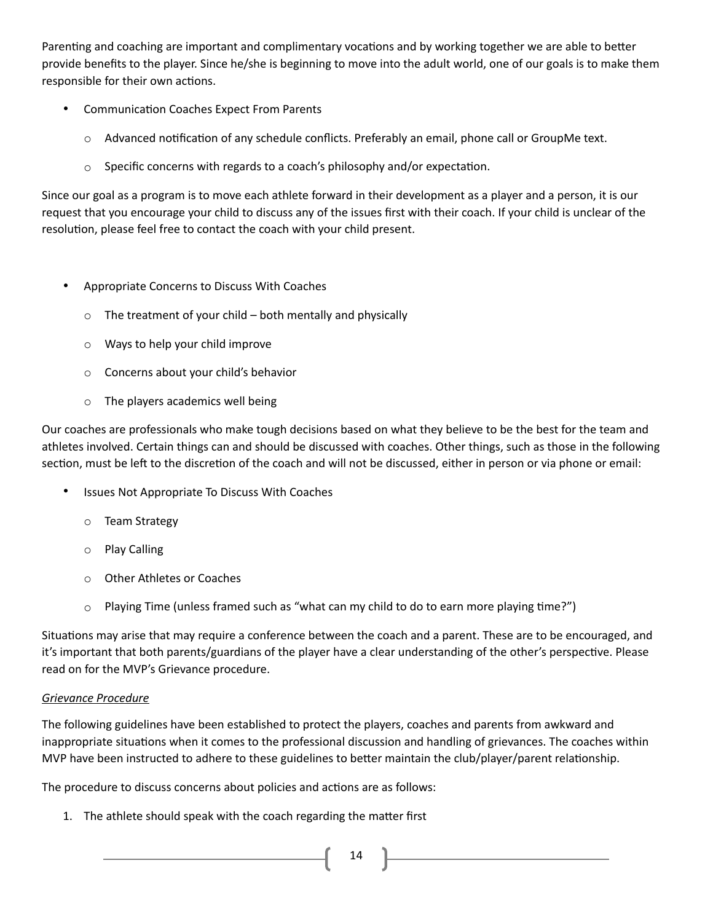Parenting and coaching are important and complimentary vocations and by working together we are able to better provide benefits to the player. Since he/she is beginning to move into the adult world, one of our goals is to make them responsible for their own actions.

- Communication Coaches Expect From Parents
  - Advanced notification of any schedule conflicts. Preferably an email, phone call or GroupMe text.
  - Specific concerns with regards to a coach's philosophy and/or expectation.

Since our goal as a program is to move each athlete forward in their development as a player and a person, it is our request that you encourage your child to discuss any of the issues first with their coach. If your child is unclear of the resolution, please feel free to contact the coach with your child present.

- Appropriate Concerns to Discuss With Coaches
  - The treatment of your child – both mentally and physically
  - Ways to help your child improve
  - Concerns about your child's behavior
  - The players academics well being

Our coaches are professionals who make tough decisions based on what they believe to be the best for the team and athletes involved. Certain things can and should be discussed with coaches. Other things, such as those in the following section, must be left to the discretion of the coach and will not be discussed, either in person or via phone or email:

- Issues Not Appropriate To Discuss With Coaches
  - Team Strategy
  - Play Calling
  - Other Athletes or Coaches
  - Playing Time (unless framed such as "what can my child to do to earn more playing time?")

Situations may arise that may require a conference between the coach and a parent. These are to be encouraged, and it's important that both parents/guardians of the player have a clear understanding of the other's perspective. Please read on for the MVP's Grievance procedure.

*Grievance Procedure*

The following guidelines have been established to protect the players, coaches and parents from awkward and inappropriate situations when it comes to the professional discussion and handling of grievances. The coaches within MVP have been instructed to adhere to these guidelines to better maintain the club/player/parent relationship.

The procedure to discuss concerns about policies and actions are as follows:

1. The athlete should speak with the coach regarding the matter first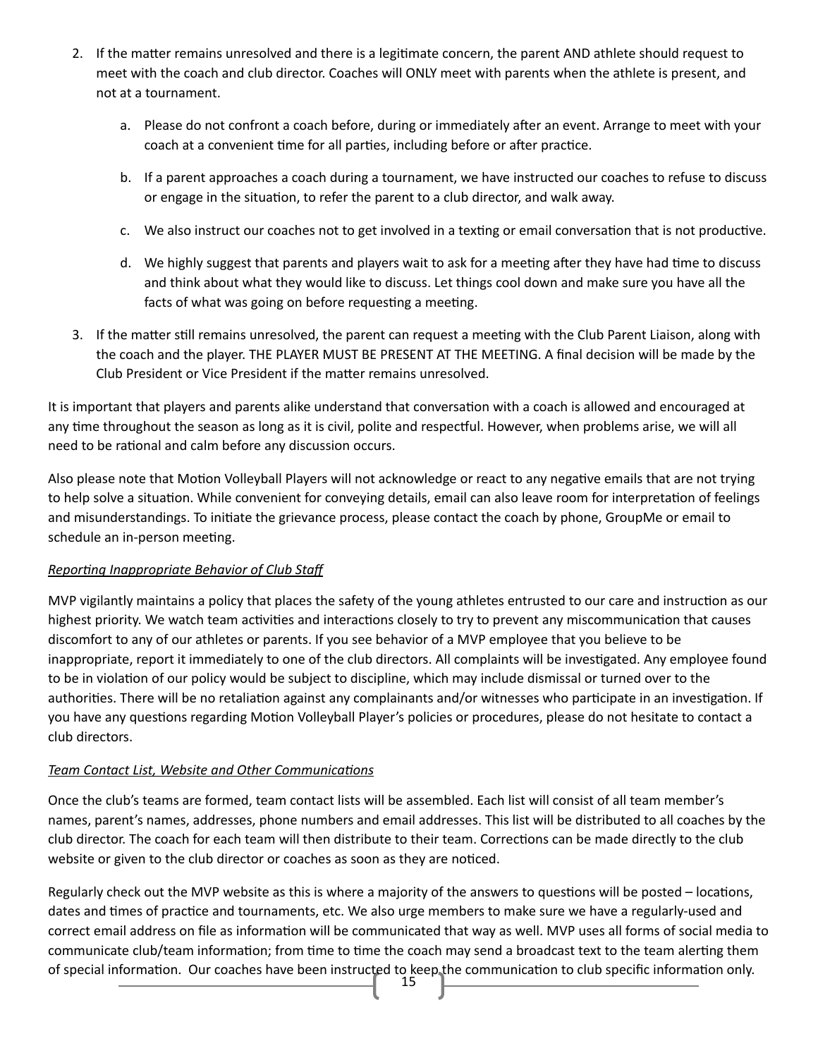2. If the matter remains unresolved and there is a legitimate concern, the parent AND athlete should request to meet with the coach and club director. Coaches will ONLY meet with parents when the athlete is present, and not at a tournament.

    a. Please do not confront a coach before, during or immediately after an event. Arrange to meet with your coach at a convenient time for all parties, including before or after practice.

    b. If a parent approaches a coach during a tournament, we have instructed our coaches to refuse to discuss or engage in the situation, to refer the parent to a club director, and walk away.

    c. We also instruct our coaches not to get involved in a texting or email conversation that is not productive.

    d. We highly suggest that parents and players wait to ask for a meeting after they have had time to discuss and think about what they would like to discuss. Let things cool down and make sure you have all the facts of what was going on before requesting a meeting.

3. If the matter still remains unresolved, the parent can request a meeting with the Club Parent Liaison, along with the coach and the player. THE PLAYER MUST BE PRESENT AT THE MEETING. A final decision will be made by the Club President or Vice President if the matter remains unresolved.

It is important that players and parents alike understand that conversation with a coach is allowed and encouraged at any time throughout the season as long as it is civil, polite and respectful. However, when problems arise, we will all need to be rational and calm before any discussion occurs.

Also please note that Motion Volleyball Players will not acknowledge or react to any negative emails that are not trying to help solve a situation. While convenient for conveying details, email can also leave room for interpretation of feelings and misunderstandings. To initiate the grievance process, please contact the coach by phone, GroupMe or email to schedule an in-person meeting.

*Reporting Inappropriate Behavior of Club Staff*

MVP vigilantly maintains a policy that places the safety of the young athletes entrusted to our care and instruction as our highest priority. We watch team activities and interactions closely to try to prevent any miscommunication that causes discomfort to any of our athletes or parents. If you see behavior of a MVP employee that you believe to be inappropriate, report it immediately to one of the club directors. All complaints will be investigated. Any employee found to be in violation of our policy would be subject to discipline, which may include dismissal or turned over to the authorities. There will be no retaliation against any complainants and/or witnesses who participate in an investigation. If you have any questions regarding Motion Volleyball Player's policies or procedures, please do not hesitate to contact a club directors.

*Team Contact List, Website and Other Communications*

Once the club's teams are formed, team contact lists will be assembled. Each list will consist of all team member's names, parent's names, addresses, phone numbers and email addresses. This list will be distributed to all coaches by the club director. The coach for each team will then distribute to their team. Corrections can be made directly to the club website or given to the club director or coaches as soon as they are noticed.

Regularly check out the MVP website as this is where a majority of the answers to questions will be posted – locations, dates and times of practice and tournaments, etc. We also urge members to make sure we have a regularly-used and correct email address on file as information will be communicated that way as well. MVP uses all forms of social media to communicate club/team information; from time to time the coach may send a broadcast text to the team alerting them of special information. Our coaches have been instructed to keep the communication to club specific information only.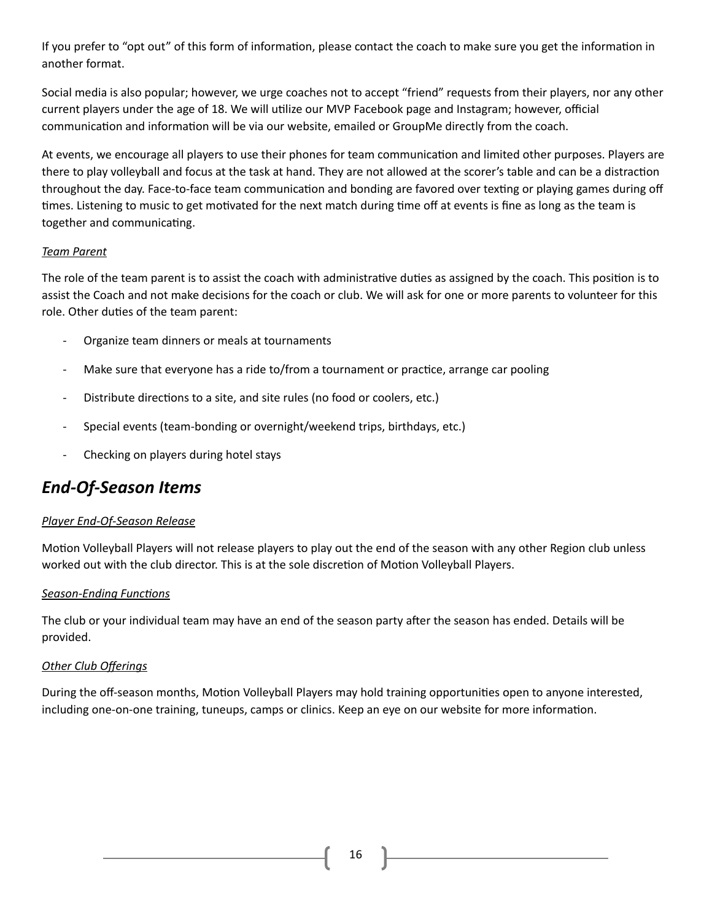If you prefer to "opt out" of this form of information, please contact the coach to make sure you get the information in another format.

Social media is also popular; however, we urge coaches not to accept "friend" requests from their players, nor any other current players under the age of 18. We will utilize our MVP Facebook page and Instagram; however, official communication and information will be via our website, emailed or GroupMe directly from the coach.

At events, we encourage all players to use their phones for team communication and limited other purposes. Players are there to play volleyball and focus at the task at hand. They are not allowed at the scorer's table and can be a distraction throughout the day. Face-to-face team communication and bonding are favored over texting or playing games during off times. Listening to music to get motivated for the next match during time off at events is fine as long as the team is together and communicating.

*Team Parent*

The role of the team parent is to assist the coach with administrative duties as assigned by the coach. This position is to assist the Coach and not make decisions for the coach or club. We will ask for one or more parents to volunteer for this role. Other duties of the team parent:

- Organize team dinners or meals at tournaments
- Make sure that everyone has a ride to/from a tournament or practice, arrange car pooling
- Distribute directions to a site, and site rules (no food or coolers, etc.)
- Special events (team-bonding or overnight/weekend trips, birthdays, etc.)
- Checking on players during hotel stays

## *End-Of-Season Items*

*Player End-Of-Season Release*

Motion Volleyball Players will not release players to play out the end of the season with any other Region club unless worked out with the club director. This is at the sole discretion of Motion Volleyball Players.

*Season-Ending Functions*

The club or your individual team may have an end of the season party after the season has ended. Details will be provided.

*Other Club Offerings*

During the off-season months, Motion Volleyball Players may hold training opportunities open to anyone interested, including one-on-one training, tuneups, camps or clinics. Keep an eye on our website for more information.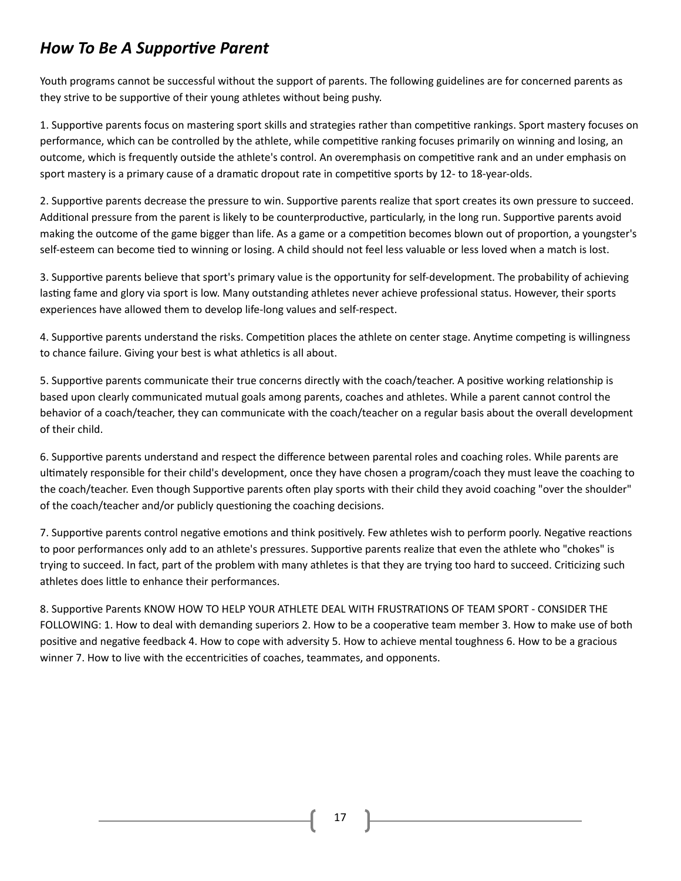## *How To Be A Supportive Parent*

Youth programs cannot be successful without the support of parents. The following guidelines are for concerned parents as they strive to be supportive of their young athletes without being pushy.

1. Supportive parents focus on mastering sport skills and strategies rather than competitive rankings. Sport mastery focuses on performance, which can be controlled by the athlete, while competitive ranking focuses primarily on winning and losing, an outcome, which is frequently outside the athlete's control. An overemphasis on competitive rank and an under emphasis on sport mastery is a primary cause of a dramatic dropout rate in competitive sports by 12- to 18-year-olds.

2. Supportive parents decrease the pressure to win. Supportive parents realize that sport creates its own pressure to succeed. Additional pressure from the parent is likely to be counterproductive, particularly, in the long run. Supportive parents avoid making the outcome of the game bigger than life. As a game or a competition becomes blown out of proportion, a youngster's self-esteem can become tied to winning or losing. A child should not feel less valuable or less loved when a match is lost.

3. Supportive parents believe that sport's primary value is the opportunity for self-development. The probability of achieving lasting fame and glory via sport is low. Many outstanding athletes never achieve professional status. However, their sports experiences have allowed them to develop life-long values and self-respect.

4. Supportive parents understand the risks. Competition places the athlete on center stage. Anytime competing is willingness to chance failure. Giving your best is what athletics is all about.

5. Supportive parents communicate their true concerns directly with the coach/teacher. A positive working relationship is based upon clearly communicated mutual goals among parents, coaches and athletes. While a parent cannot control the behavior of a coach/teacher, they can communicate with the coach/teacher on a regular basis about the overall development of their child.

6. Supportive parents understand and respect the difference between parental roles and coaching roles. While parents are ultimately responsible for their child's development, once they have chosen a program/coach they must leave the coaching to the coach/teacher. Even though Supportive parents often play sports with their child they avoid coaching "over the shoulder" of the coach/teacher and/or publicly questioning the coaching decisions.

7. Supportive parents control negative emotions and think positively. Few athletes wish to perform poorly. Negative reactions to poor performances only add to an athlete's pressures. Supportive parents realize that even the athlete who "chokes" is trying to succeed. In fact, part of the problem with many athletes is that they are trying too hard to succeed. Criticizing such athletes does little to enhance their performances.

8. Supportive Parents KNOW HOW TO HELP YOUR ATHLETE DEAL WITH FRUSTRATIONS OF TEAM SPORT - CONSIDER THE FOLLOWING: 1. How to deal with demanding superiors 2. How to be a cooperative team member 3. How to make use of both positive and negative feedback 4. How to cope with adversity 5. How to achieve mental toughness 6. How to be a gracious winner 7. How to live with the eccentricities of coaches, teammates, and opponents.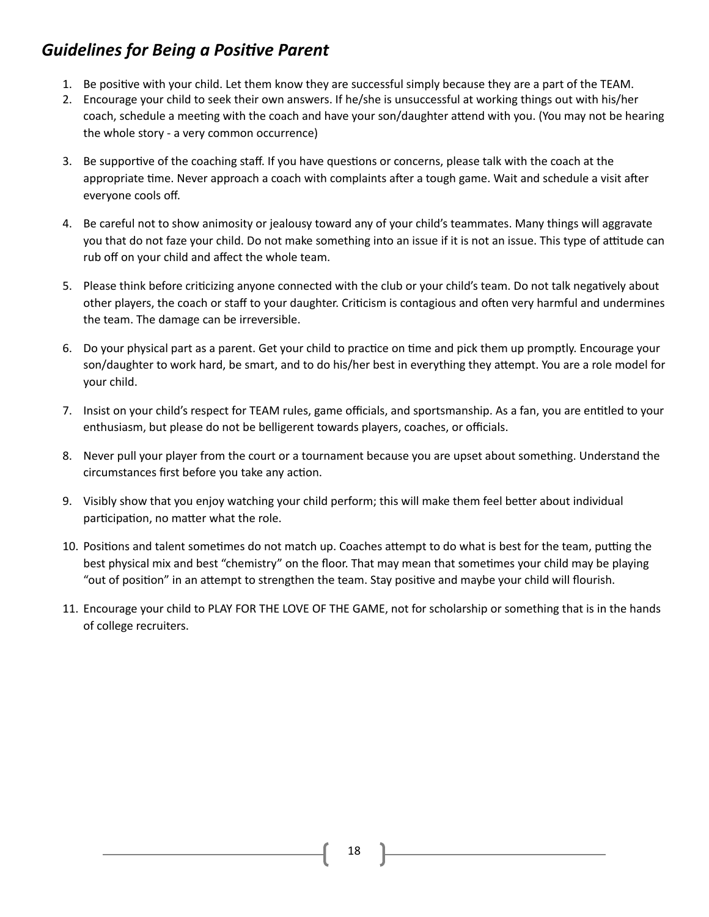## *Guidelines for Being a Positive Parent*

1. Be positive with your child. Let them know they are successful simply because they are a part of the TEAM.
2. Encourage your child to seek their own answers. If he/she is unsuccessful at working things out with his/her coach, schedule a meeting with the coach and have your son/daughter attend with you. (You may not be hearing the whole story - a very common occurrence)
3. Be supportive of the coaching staff. If you have questions or concerns, please talk with the coach at the appropriate time. Never approach a coach with complaints after a tough game. Wait and schedule a visit after everyone cools off.
4. Be careful not to show animosity or jealousy toward any of your child's teammates. Many things will aggravate you that do not faze your child. Do not make something into an issue if it is not an issue. This type of attitude can rub off on your child and affect the whole team.
5. Please think before criticizing anyone connected with the club or your child's team. Do not talk negatively about other players, the coach or staff to your daughter. Criticism is contagious and often very harmful and undermines the team. The damage can be irreversible.
6. Do your physical part as a parent. Get your child to practice on time and pick them up promptly. Encourage your son/daughter to work hard, be smart, and to do his/her best in everything they attempt. You are a role model for your child.
7. Insist on your child's respect for TEAM rules, game officials, and sportsmanship. As a fan, you are entitled to your enthusiasm, but please do not be belligerent towards players, coaches, or officials.
8. Never pull your player from the court or a tournament because you are upset about something. Understand the circumstances first before you take any action.
9. Visibly show that you enjoy watching your child perform; this will make them feel better about individual participation, no matter what the role.
10. Positions and talent sometimes do not match up. Coaches attempt to do what is best for the team, putting the best physical mix and best "chemistry" on the floor. That may mean that sometimes your child may be playing "out of position" in an attempt to strengthen the team. Stay positive and maybe your child will flourish.
11. Encourage your child to PLAY FOR THE LOVE OF THE GAME, not for scholarship or something that is in the hands of college recruiters.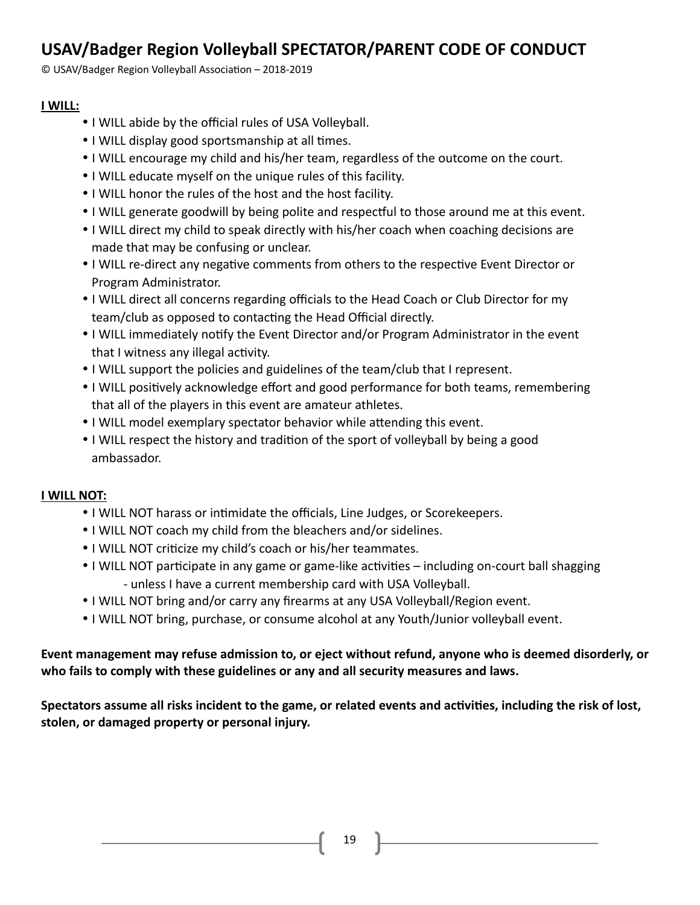## USAV/Badger Region Volleyball SPECTATOR/PARENT CODE OF CONDUCT

© USAV/Badger Region Volleyball Association – 2018-2019

**I WILL:**

- I WILL abide by the official rules of USA Volleyball.
- I WILL display good sportsmanship at all times.
- I WILL encourage my child and his/her team, regardless of the outcome on the court.
- I WILL educate myself on the unique rules of this facility.
- I WILL honor the rules of the host and the host facility.
- I WILL generate goodwill by being polite and respectful to those around me at this event.
- I WILL direct my child to speak directly with his/her coach when coaching decisions are made that may be confusing or unclear.
- I WILL re-direct any negative comments from others to the respective Event Director or Program Administrator.
- I WILL direct all concerns regarding officials to the Head Coach or Club Director for my team/club as opposed to contacting the Head Official directly.
- I WILL immediately notify the Event Director and/or Program Administrator in the event that I witness any illegal activity.
- I WILL support the policies and guidelines of the team/club that I represent.
- I WILL positively acknowledge effort and good performance for both teams, remembering that all of the players in this event are amateur athletes.
- I WILL model exemplary spectator behavior while attending this event.
- I WILL respect the history and tradition of the sport of volleyball by being a good ambassador.

**I WILL NOT:**

- I WILL NOT harass or intimidate the officials, Line Judges, or Scorekeepers.
- I WILL NOT coach my child from the bleachers and/or sidelines.
- I WILL NOT criticize my child's coach or his/her teammates.
- I WILL NOT participate in any game or game-like activities – including on-court ball shagging - unless I have a current membership card with USA Volleyball.
- I WILL NOT bring and/or carry any firearms at any USA Volleyball/Region event.
- I WILL NOT bring, purchase, or consume alcohol at any Youth/Junior volleyball event.

**Event management may refuse admission to, or eject without refund, anyone who is deemed disorderly, or who fails to comply with these guidelines or any and all security measures and laws.**

**Spectators assume all risks incident to the game, or related events and activities, including the risk of lost, stolen, or damaged property or personal injury.**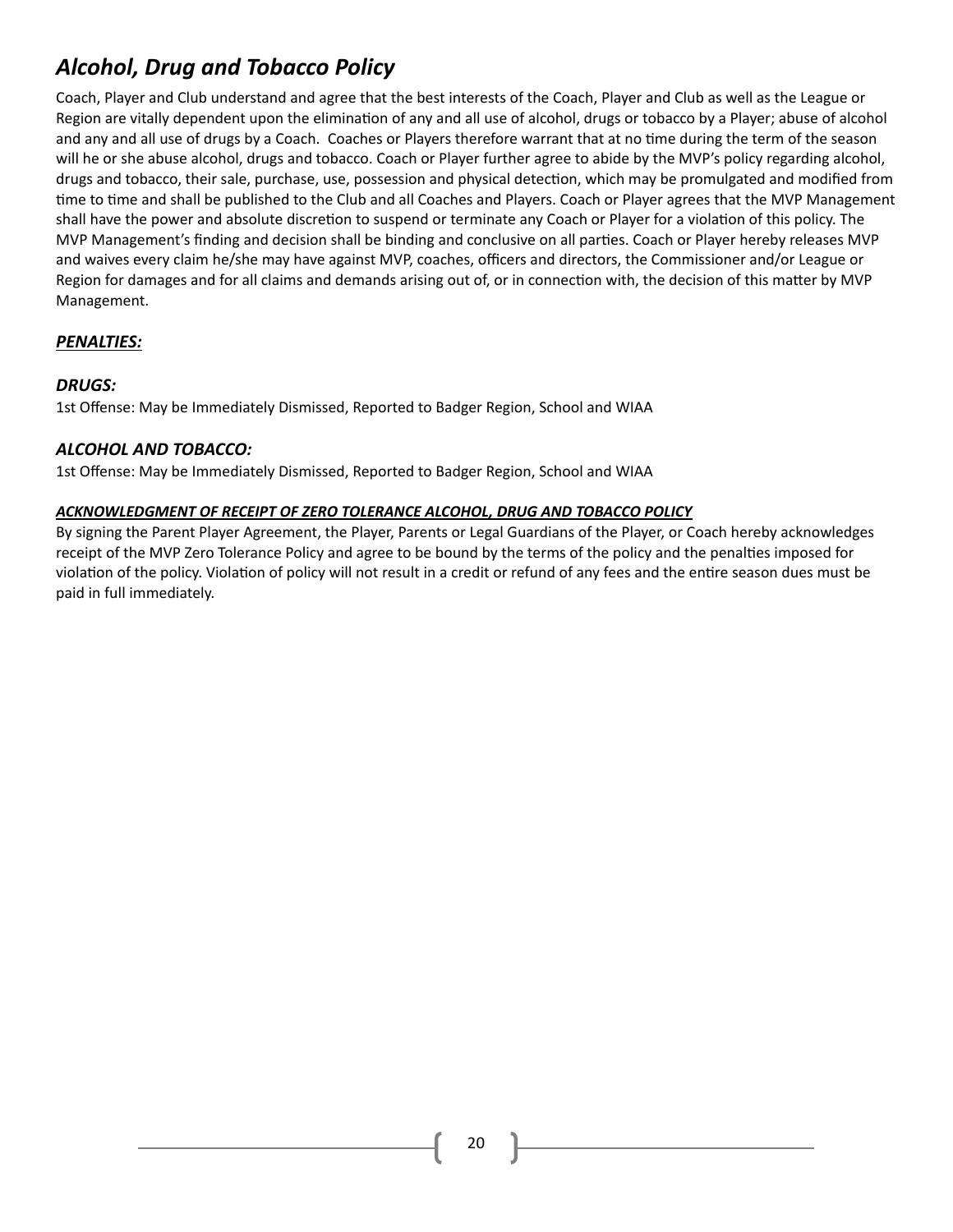## *Alcohol, Drug and Tobacco Policy*

Coach, Player and Club understand and agree that the best interests of the Coach, Player and Club as well as the League or Region are vitally dependent upon the elimination of any and all use of alcohol, drugs or tobacco by a Player; abuse of alcohol and any and all use of drugs by a Coach. Coaches or Players therefore warrant that at no time during the term of the season will he or she abuse alcohol, drugs and tobacco. Coach or Player further agree to abide by the MVP's policy regarding alcohol, drugs and tobacco, their sale, purchase, use, possession and physical detection, which may be promulgated and modified from time to time and shall be published to the Club and all Coaches and Players. Coach or Player agrees that the MVP Management shall have the power and absolute discretion to suspend or terminate any Coach or Player for a violation of this policy. The MVP Management's finding and decision shall be binding and conclusive on all parties. Coach or Player hereby releases MVP and waives every claim he/she may have against MVP, coaches, officers and directors, the Commissioner and/or League or Region for damages and for all claims and demands arising out of, or in connection with, the decision of this matter by MVP Management.

### ***PENALTIES:***

### *DRUGS:*

1st Offense: May be Immediately Dismissed, Reported to Badger Region, School and WIAA

### *ALCOHOL AND TOBACCO:*

1st Offense: May be Immediately Dismissed, Reported to Badger Region, School and WIAA

***ACKNOWLEDGMENT OF RECEIPT OF ZERO TOLERANCE ALCOHOL, DRUG AND TOBACCO POLICY***

By signing the Parent Player Agreement, the Player, Parents or Legal Guardians of the Player, or Coach hereby acknowledges receipt of the MVP Zero Tolerance Policy and agree to be bound by the terms of the policy and the penalties imposed for violation of the policy. Violation of policy will not result in a credit or refund of any fees and the entire season dues must be paid in full immediately.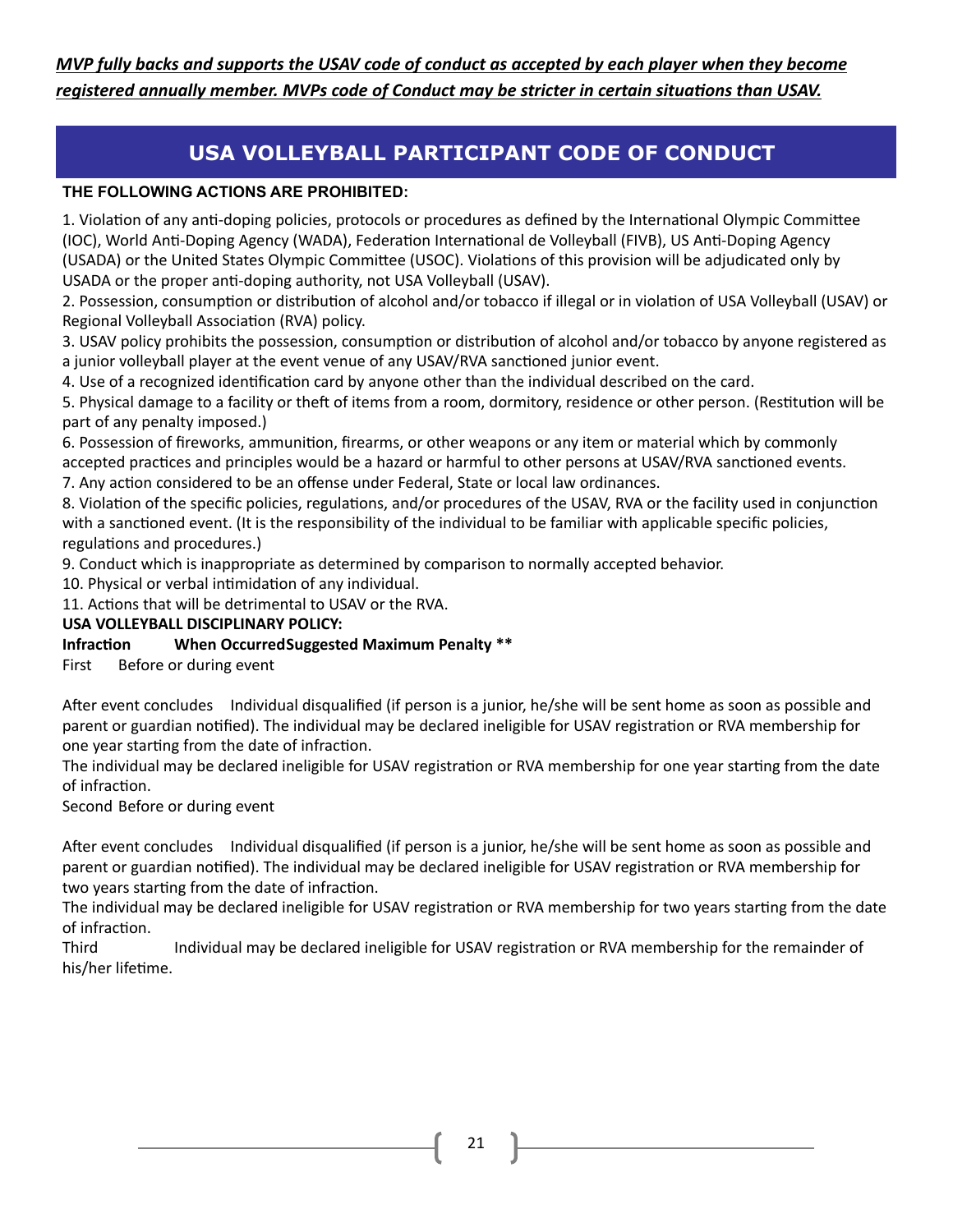***MVP fully backs and supports the USAV code of conduct as accepted by each player when they become registered annually member. MVPs code of Conduct may be stricter in certain situations than USAV.***

## USA VOLLEYBALL PARTICIPANT CODE OF CONDUCT

**THE FOLLOWING ACTIONS ARE PROHIBITED:**

1. Violation of any anti-doping policies, protocols or procedures as defined by the International Olympic Committee (IOC), World Anti-Doping Agency (WADA), Federation International de Volleyball (FIVB), US Anti-Doping Agency (USADA) or the United States Olympic Committee (USOC). Violations of this provision will be adjudicated only by USADA or the proper anti-doping authority, not USA Volleyball (USAV).
2. Possession, consumption or distribution of alcohol and/or tobacco if illegal or in violation of USA Volleyball (USAV) or Regional Volleyball Association (RVA) policy.
3. USAV policy prohibits the possession, consumption or distribution of alcohol and/or tobacco by anyone registered as a junior volleyball player at the event venue of any USAV/RVA sanctioned junior event.
4. Use of a recognized identification card by anyone other than the individual described on the card.
5. Physical damage to a facility or theft of items from a room, dormitory, residence or other person. (Restitution will be part of any penalty imposed.)
6. Possession of fireworks, ammunition, firearms, or other weapons or any item or material which by commonly accepted practices and principles would be a hazard or harmful to other persons at USAV/RVA sanctioned events.
7. Any action considered to be an offense under Federal, State or local law ordinances.
8. Violation of the specific policies, regulations, and/or procedures of the USAV, RVA or the facility used in conjunction with a sanctioned event. (It is the responsibility of the individual to be familiar with applicable specific policies, regulations and procedures.)
9. Conduct which is inappropriate as determined by comparison to normally accepted behavior.
10. Physical or verbal intimidation of any individual.
11. Actions that will be detrimental to USAV or the RVA.

**USA VOLLEYBALL DISCIPLINARY POLICY:**

| Infraction | When Occurred | Suggested Maximum Penalty ** |
|---|---|---|
| First | Before or during event | Individual disqualified (if person is a junior, he/she will be sent home as soon as possible and parent or guardian notified). The individual may be declared ineligible for USAV registration or RVA membership for one year starting from the date of infraction. |
| | After event concludes | The individual may be declared ineligible for USAV registration or RVA membership for one year starting from the date of infraction. |
| Second | Before or during event | Individual disqualified (if person is a junior, he/she will be sent home as soon as possible and parent or guardian notified). The individual may be declared ineligible for USAV registration or RVA membership for two years starting from the date of infraction. |
| | After event concludes | The individual may be declared ineligible for USAV registration or RVA membership for two years starting from the date of infraction. |
| Third | | Individual may be declared ineligible for USAV registration or RVA membership for the remainder of his/her lifetime. |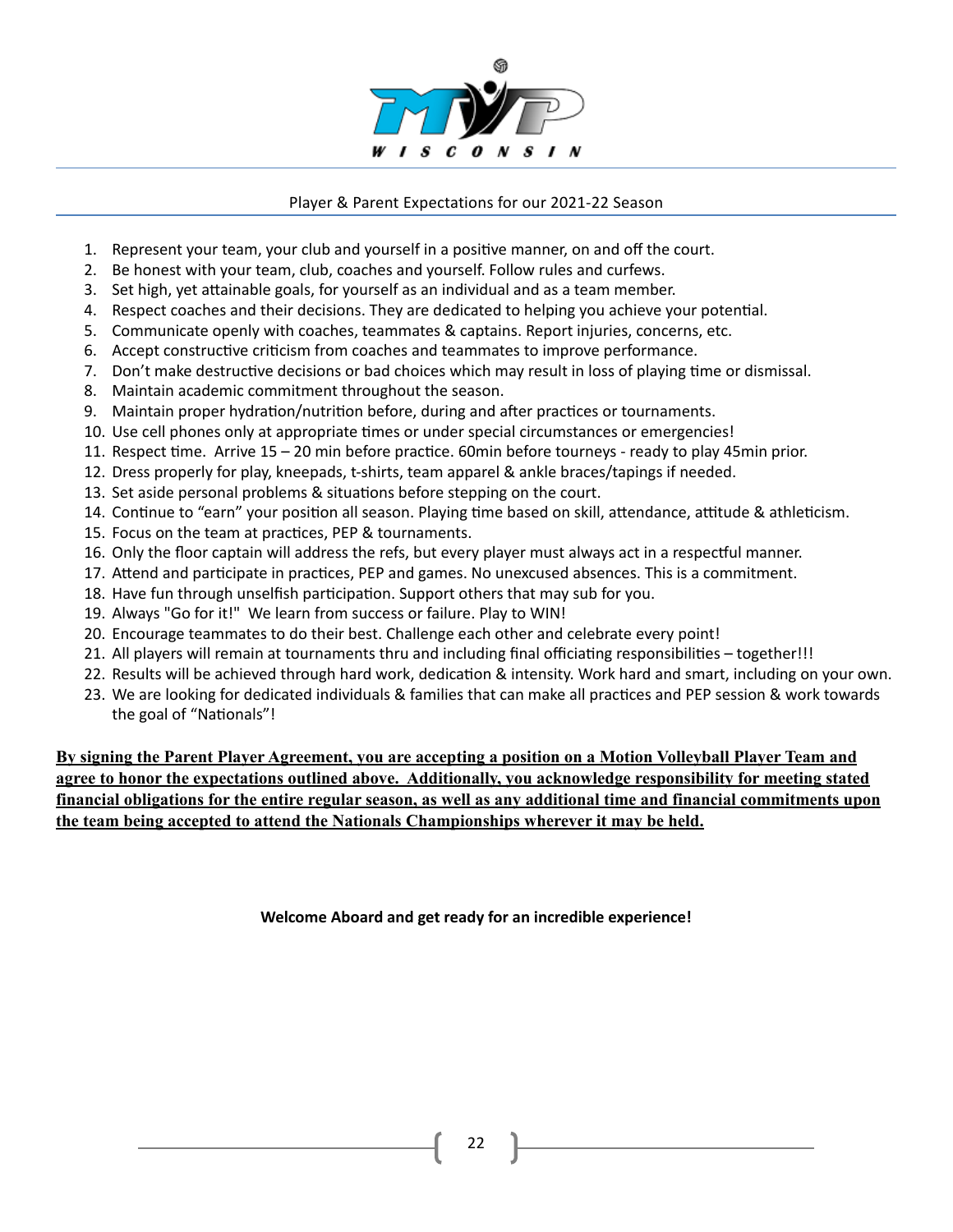## Player & Parent Expectations for our 2021-22 Season

1. Represent your team, your club and yourself in a positive manner, on and off the court.
2. Be honest with your team, club, coaches and yourself. Follow rules and curfews.
3. Set high, yet attainable goals, for yourself as an individual and as a team member.
4. Respect coaches and their decisions. They are dedicated to helping you achieve your potential.
5. Communicate openly with coaches, teammates & captains. Report injuries, concerns, etc.
6. Accept constructive criticism from coaches and teammates to improve performance.
7. Don't make destructive decisions or bad choices which may result in loss of playing time or dismissal.
8. Maintain academic commitment throughout the season.
9. Maintain proper hydration/nutrition before, during and after practices or tournaments.
10. Use cell phones only at appropriate times or under special circumstances or emergencies!
11. Respect time. Arrive 15 – 20 min before practice. 60min before tourneys - ready to play 45min prior.
12. Dress properly for play, kneepads, t-shirts, team apparel & ankle braces/tapings if needed.
13. Set aside personal problems & situations before stepping on the court.
14. Continue to "earn" your position all season. Playing time based on skill, attendance, attitude & athleticism.
15. Focus on the team at practices, PEP & tournaments.
16. Only the floor captain will address the refs, but every player must always act in a respectful manner.
17. Attend and participate in practices, PEP and games. No unexcused absences. This is a commitment.
18. Have fun through unselfish participation. Support others that may sub for you.
19. Always "Go for it!" We learn from success or failure. Play to WIN!
20. Encourage teammates to do their best. Challenge each other and celebrate every point!
21. All players will remain at tournaments thru and including final officiating responsibilities – together!!!
22. Results will be achieved through hard work, dedication & intensity. Work hard and smart, including on your own.
23. We are looking for dedicated individuals & families that can make all practices and PEP session & work towards the goal of "Nationals"!

**By signing the Parent Player Agreement, you are accepting a position on a Motion Volleyball Player Team and agree to honor the expectations outlined above. Additionally, you acknowledge responsibility for meeting stated financial obligations for the entire regular season, as well as any additional time and financial commitments upon the team being accepted to attend the Nationals Championships wherever it may be held.**

**Welcome Aboard and get ready for an incredible experience!**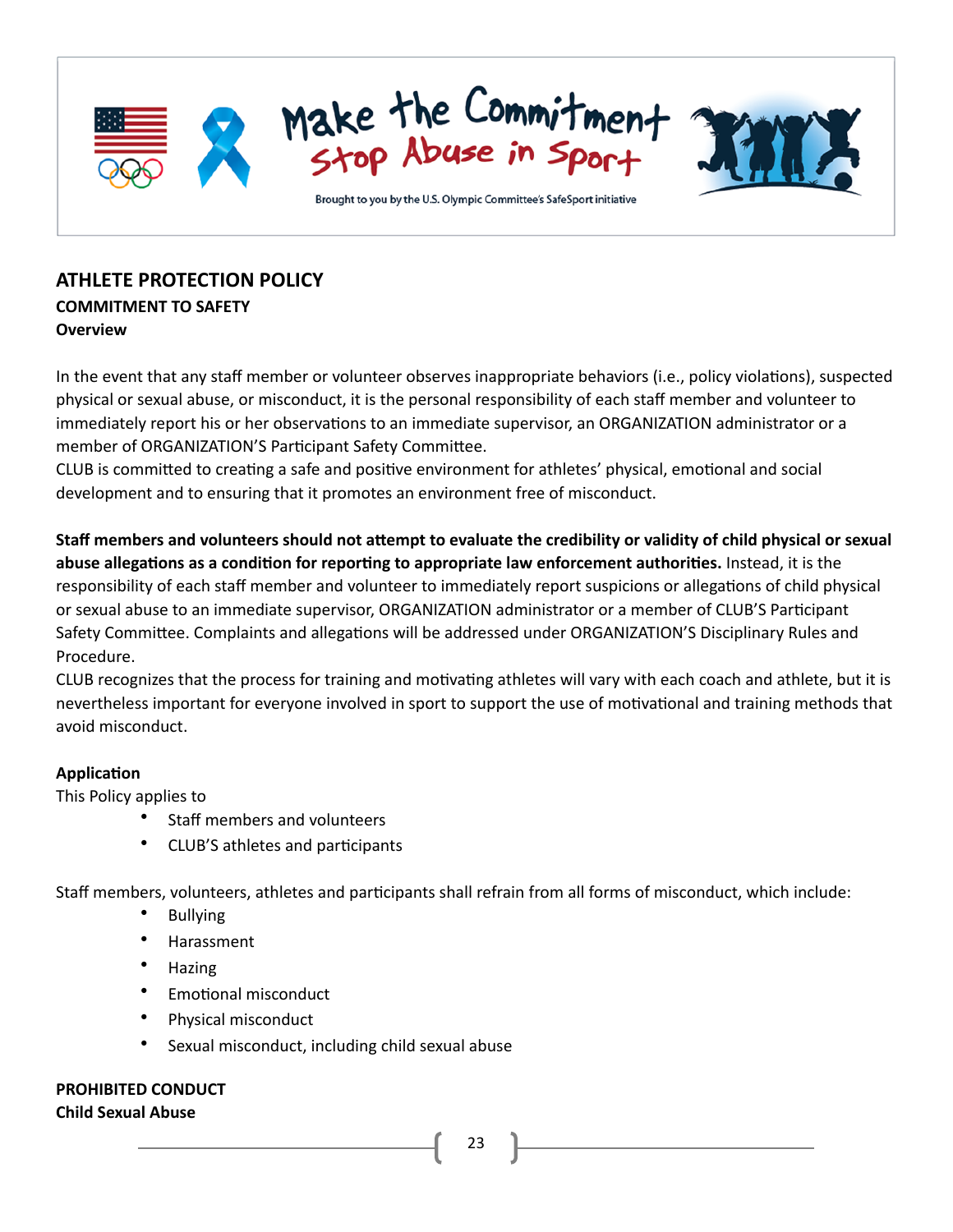Make the Commitment
Stop Abuse in Sport

Brought to you by the U.S. Olympic Committee's SafeSport initiative

## ATHLETE PROTECTION POLICY

### COMMITMENT TO SAFETY

#### Overview

In the event that any staff member or volunteer observes inappropriate behaviors (i.e., policy violations), suspected physical or sexual abuse, or misconduct, it is the personal responsibility of each staff member and volunteer to immediately report his or her observations to an immediate supervisor, an ORGANIZATION administrator or a member of ORGANIZATION'S Participant Safety Committee.
CLUB is committed to creating a safe and positive environment for athletes' physical, emotional and social development and to ensuring that it promotes an environment free of misconduct.

**Staff members and volunteers should not attempt to evaluate the credibility or validity of child physical or sexual abuse allegations as a condition for reporting to appropriate law enforcement authorities.** Instead, it is the responsibility of each staff member and volunteer to immediately report suspicions or allegations of child physical or sexual abuse to an immediate supervisor, ORGANIZATION administrator or a member of CLUB'S Participant Safety Committee. Complaints and allegations will be addressed under ORGANIZATION'S Disciplinary Rules and Procedure.
CLUB recognizes that the process for training and motivating athletes will vary with each coach and athlete, but it is nevertheless important for everyone involved in sport to support the use of motivational and training methods that avoid misconduct.

#### Application

This Policy applies to

- Staff members and volunteers
- CLUB'S athletes and participants

Staff members, volunteers, athletes and participants shall refrain from all forms of misconduct, which include:

- Bullying
- Harassment
- Hazing
- Emotional misconduct
- Physical misconduct
- Sexual misconduct, including child sexual abuse

### PROHIBITED CONDUCT

#### Child Sexual Abuse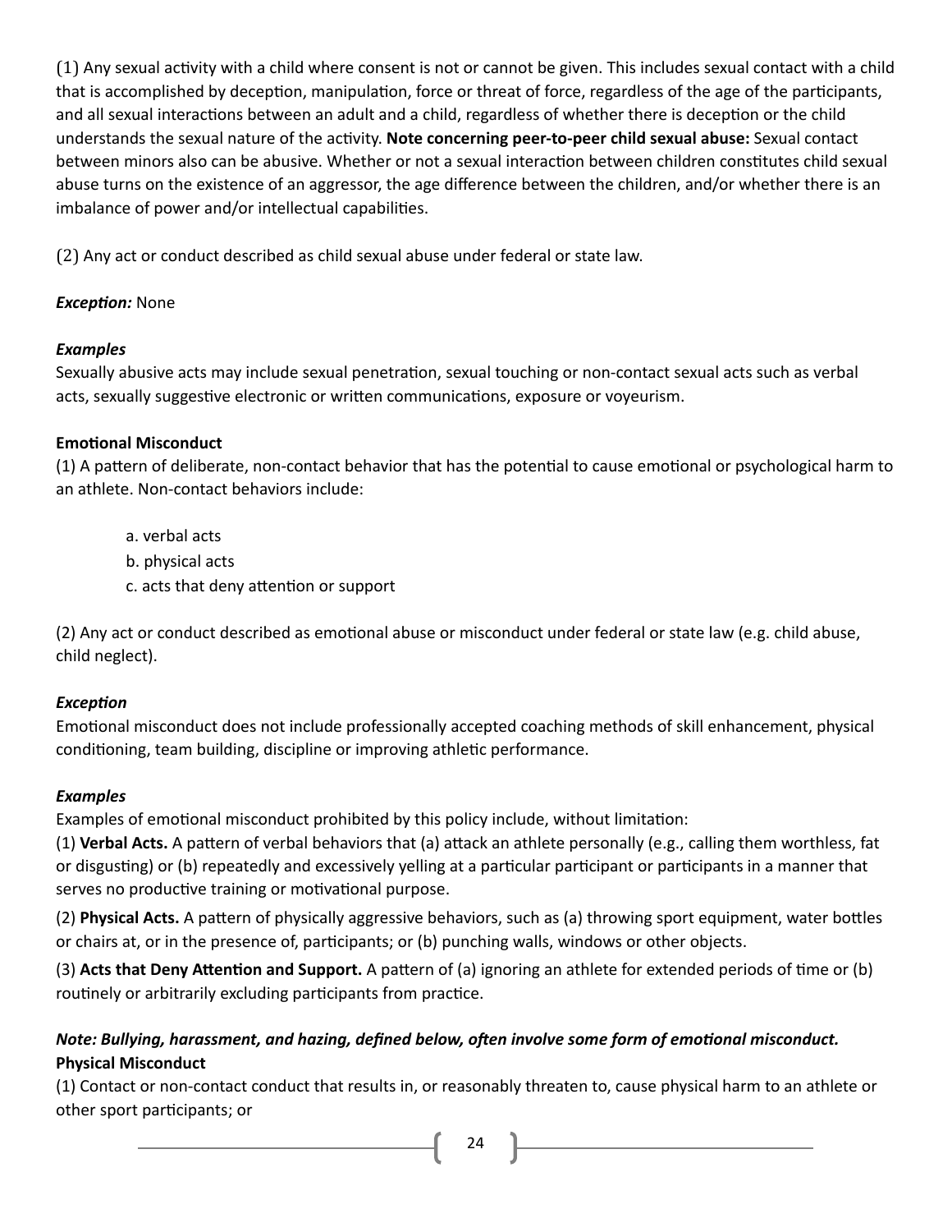(1) Any sexual activity with a child where consent is not or cannot be given. This includes sexual contact with a child that is accomplished by deception, manipulation, force or threat of force, regardless of the age of the participants, and all sexual interactions between an adult and a child, regardless of whether there is deception or the child understands the sexual nature of the activity. **Note concerning peer-to-peer child sexual abuse:** Sexual contact between minors also can be abusive. Whether or not a sexual interaction between children constitutes child sexual abuse turns on the existence of an aggressor, the age difference between the children, and/or whether there is an imbalance of power and/or intellectual capabilities.

(2) Any act or conduct described as child sexual abuse under federal or state law.

***Exception:*** None

***Examples***
Sexually abusive acts may include sexual penetration, sexual touching or non-contact sexual acts such as verbal acts, sexually suggestive electronic or written communications, exposure or voyeurism.

**Emotional Misconduct**
(1) A pattern of deliberate, non-contact behavior that has the potential to cause emotional or psychological harm to an athlete. Non-contact behaviors include:

a. verbal acts
b. physical acts
c. acts that deny attention or support

(2) Any act or conduct described as emotional abuse or misconduct under federal or state law (e.g. child abuse, child neglect).

***Exception***
Emotional misconduct does not include professionally accepted coaching methods of skill enhancement, physical conditioning, team building, discipline or improving athletic performance.

***Examples***
Examples of emotional misconduct prohibited by this policy include, without limitation:
(1) **Verbal Acts.** A pattern of verbal behaviors that (a) attack an athlete personally (e.g., calling them worthless, fat or disgusting) or (b) repeatedly and excessively yelling at a particular participant or participants in a manner that serves no productive training or motivational purpose.
(2) **Physical Acts.** A pattern of physically aggressive behaviors, such as (a) throwing sport equipment, water bottles or chairs at, or in the presence of, participants; or (b) punching walls, windows or other objects.
(3) **Acts that Deny Attention and Support.** A pattern of (a) ignoring an athlete for extended periods of time or (b) routinely or arbitrarily excluding participants from practice.

***Note: Bullying, harassment, and hazing, defined below, often involve some form of emotional misconduct.***
**Physical Misconduct**
(1) Contact or non-contact conduct that results in, or reasonably threaten to, cause physical harm to an athlete or other sport participants; or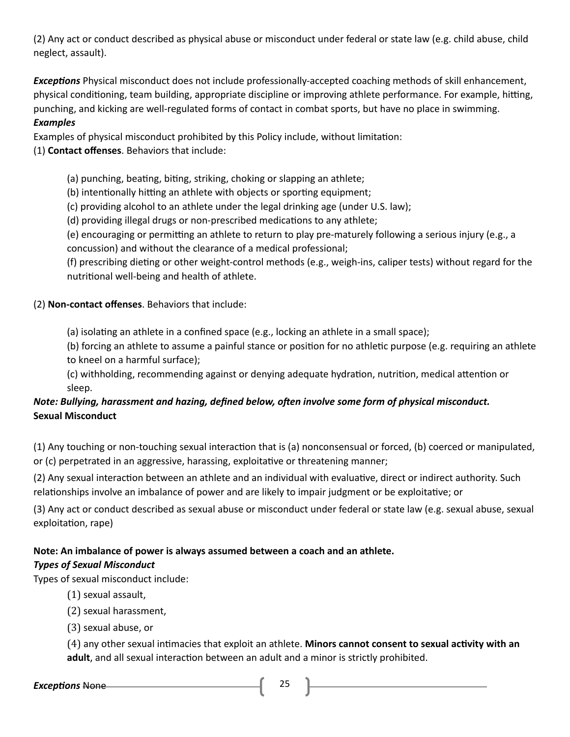(2) Any act or conduct described as physical abuse or misconduct under federal or state law (e.g. child abuse, child neglect, assault).

***Exceptions*** Physical misconduct does not include professionally-accepted coaching methods of skill enhancement, physical conditioning, team building, appropriate discipline or improving athlete performance. For example, hitting, punching, and kicking are well-regulated forms of contact in combat sports, but have no place in swimming.

***Examples***

Examples of physical misconduct prohibited by this Policy include, without limitation:

(1) **Contact offenses**. Behaviors that include:

> (a) punching, beating, biting, striking, choking or slapping an athlete;
> (b) intentionally hitting an athlete with objects or sporting equipment;
> (c) providing alcohol to an athlete under the legal drinking age (under U.S. law);
> (d) providing illegal drugs or non-prescribed medications to any athlete;
> (e) encouraging or permitting an athlete to return to play pre-maturely following a serious injury (e.g., a concussion) and without the clearance of a medical professional;
> (f) prescribing dieting or other weight-control methods (e.g., weigh-ins, caliper tests) without regard for the nutritional well-being and health of athlete.

(2) **Non-contact offenses**. Behaviors that include:

> (a) isolating an athlete in a confined space (e.g., locking an athlete in a small space);
> (b) forcing an athlete to assume a painful stance or position for no athletic purpose (e.g. requiring an athlete to kneel on a harmful surface);
> (c) withholding, recommending against or denying adequate hydration, nutrition, medical attention or sleep.

***Note: Bullying, harassment and hazing, defined below, often involve some form of physical misconduct.***

**Sexual Misconduct**

(1) Any touching or non-touching sexual interaction that is (a) nonconsensual or forced, (b) coerced or manipulated, or (c) perpetrated in an aggressive, harassing, exploitative or threatening manner;

(2) Any sexual interaction between an athlete and an individual with evaluative, direct or indirect authority. Such relationships involve an imbalance of power and are likely to impair judgment or be exploitative; or

(3) Any act or conduct described as sexual abuse or misconduct under federal or state law (e.g. sexual abuse, sexual exploitation, rape)

**Note: An imbalance of power is always assumed between a coach and an athlete.**

***Types of Sexual Misconduct***

Types of sexual misconduct include:

> (1) sexual assault,
> (2) sexual harassment,
> (3) sexual abuse, or
> (4) any other sexual intimacies that exploit an athlete. **Minors cannot consent to sexual activity with an adult**, and all sexual interaction between an adult and a minor is strictly prohibited.

***Exceptions*** None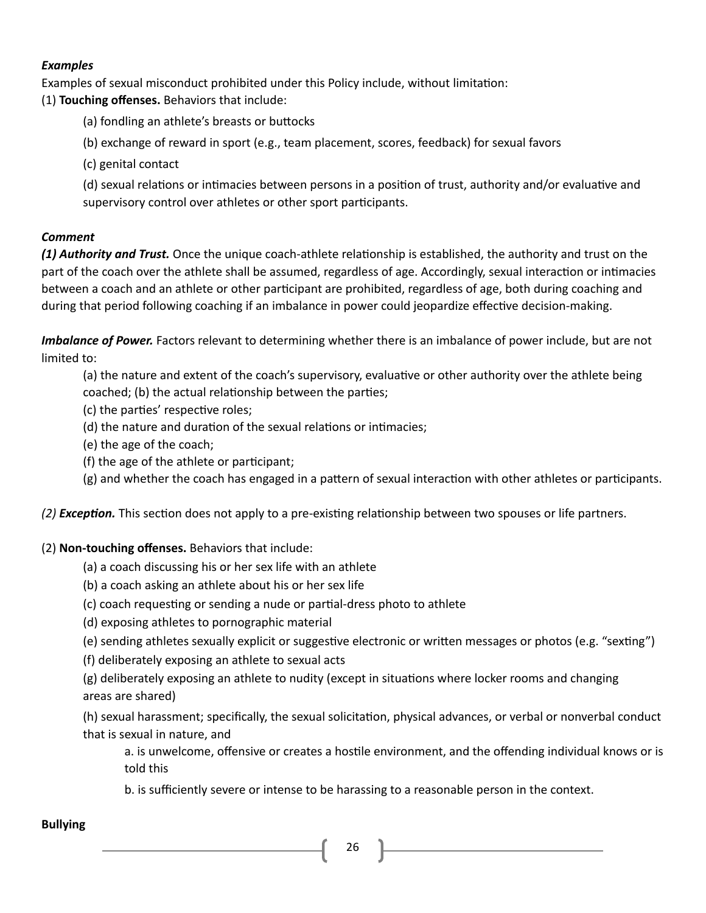***Examples***

Examples of sexual misconduct prohibited under this Policy include, without limitation:

(1) **Touching offenses.** Behaviors that include:

(a) fondling an athlete's breasts or buttocks

(b) exchange of reward in sport (e.g., team placement, scores, feedback) for sexual favors

(c) genital contact

(d) sexual relations or intimacies between persons in a position of trust, authority and/or evaluative and supervisory control over athletes or other sport participants.

***Comment***

***(1) Authority and Trust.*** Once the unique coach-athlete relationship is established, the authority and trust on the part of the coach over the athlete shall be assumed, regardless of age. Accordingly, sexual interaction or intimacies between a coach and an athlete or other participant are prohibited, regardless of age, both during coaching and during that period following coaching if an imbalance in power could jeopardize effective decision-making.

***Imbalance of Power.*** Factors relevant to determining whether there is an imbalance of power include, but are not limited to:

(a) the nature and extent of the coach's supervisory, evaluative or other authority over the athlete being coached; (b) the actual relationship between the parties;

(c) the parties' respective roles;

(d) the nature and duration of the sexual relations or intimacies;

(e) the age of the coach;

(f) the age of the athlete or participant;

(g) and whether the coach has engaged in a pattern of sexual interaction with other athletes or participants.

*(2)* ***Exception.*** This section does not apply to a pre-existing relationship between two spouses or life partners.

(2) **Non-touching offenses.** Behaviors that include:

(a) a coach discussing his or her sex life with an athlete

(b) a coach asking an athlete about his or her sex life

(c) coach requesting or sending a nude or partial-dress photo to athlete

(d) exposing athletes to pornographic material

(e) sending athletes sexually explicit or suggestive electronic or written messages or photos (e.g. "sexting")

(f) deliberately exposing an athlete to sexual acts

(g) deliberately exposing an athlete to nudity (except in situations where locker rooms and changing areas are shared)

(h) sexual harassment; specifically, the sexual solicitation, physical advances, or verbal or nonverbal conduct that is sexual in nature, and

a. is unwelcome, offensive or creates a hostile environment, and the offending individual knows or is told this

b. is sufficiently severe or intense to be harassing to a reasonable person in the context.

**Bullying**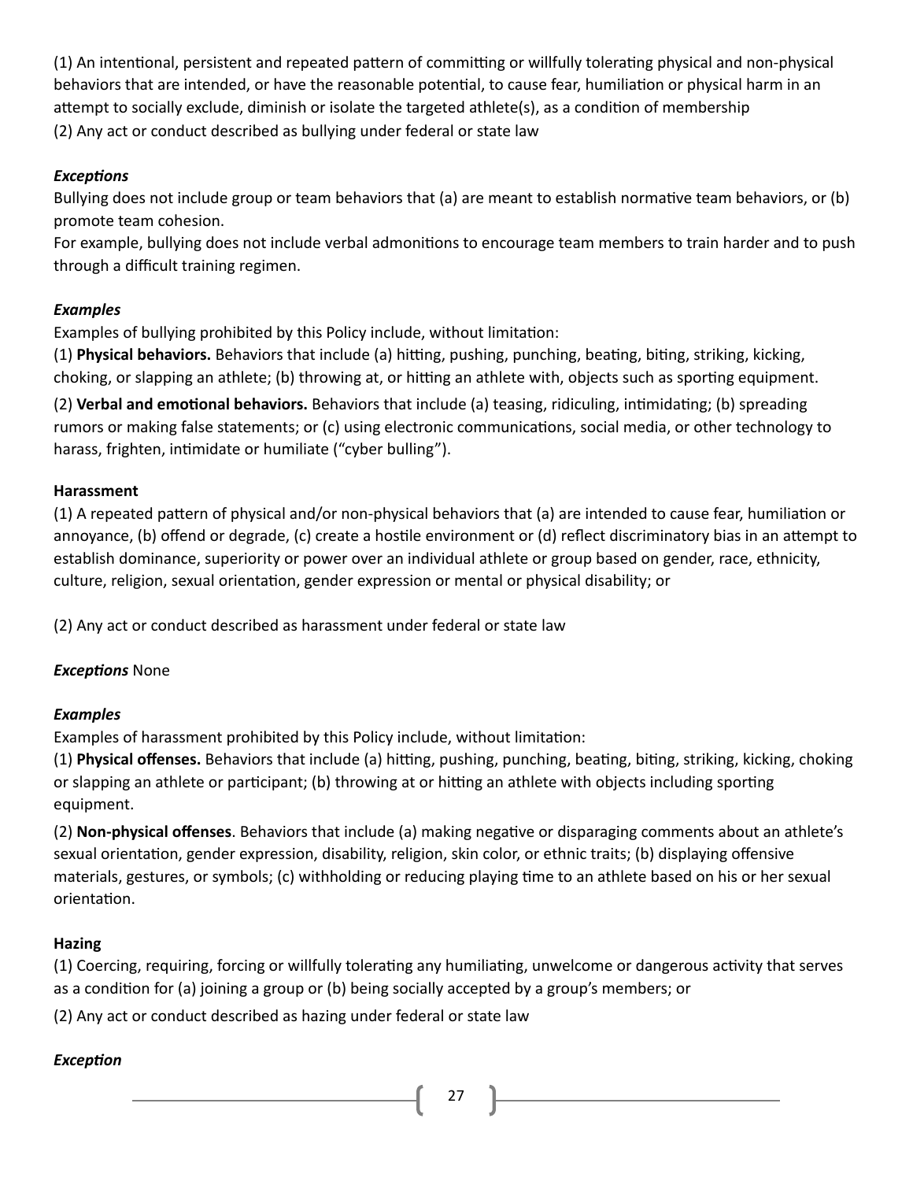(1) An intentional, persistent and repeated pattern of committing or willfully tolerating physical and non-physical behaviors that are intended, or have the reasonable potential, to cause fear, humiliation or physical harm in an attempt to socially exclude, diminish or isolate the targeted athlete(s), as a condition of membership

(2) Any act or conduct described as bullying under federal or state law

***Exceptions***

Bullying does not include group or team behaviors that (a) are meant to establish normative team behaviors, or (b) promote team cohesion.

For example, bullying does not include verbal admonitions to encourage team members to train harder and to push through a difficult training regimen.

***Examples***

Examples of bullying prohibited by this Policy include, without limitation:

(1) **Physical behaviors.** Behaviors that include (a) hitting, pushing, punching, beating, biting, striking, kicking, choking, or slapping an athlete; (b) throwing at, or hitting an athlete with, objects such as sporting equipment.

(2) **Verbal and emotional behaviors.** Behaviors that include (a) teasing, ridiculing, intimidating; (b) spreading rumors or making false statements; or (c) using electronic communications, social media, or other technology to harass, frighten, intimidate or humiliate ("cyber bulling").

**Harassment**

(1) A repeated pattern of physical and/or non-physical behaviors that (a) are intended to cause fear, humiliation or annoyance, (b) offend or degrade, (c) create a hostile environment or (d) reflect discriminatory bias in an attempt to establish dominance, superiority or power over an individual athlete or group based on gender, race, ethnicity, culture, religion, sexual orientation, gender expression or mental or physical disability; or

(2) Any act or conduct described as harassment under federal or state law

***Exceptions*** None

***Examples***

Examples of harassment prohibited by this Policy include, without limitation:

(1) **Physical offenses.** Behaviors that include (a) hitting, pushing, punching, beating, biting, striking, kicking, choking or slapping an athlete or participant; (b) throwing at or hitting an athlete with objects including sporting equipment.

(2) **Non-physical offenses**. Behaviors that include (a) making negative or disparaging comments about an athlete's sexual orientation, gender expression, disability, religion, skin color, or ethnic traits; (b) displaying offensive materials, gestures, or symbols; (c) withholding or reducing playing time to an athlete based on his or her sexual orientation.

**Hazing**

(1) Coercing, requiring, forcing or willfully tolerating any humiliating, unwelcome or dangerous activity that serves as a condition for (a) joining a group or (b) being socially accepted by a group's members; or

(2) Any act or conduct described as hazing under federal or state law

***Exception***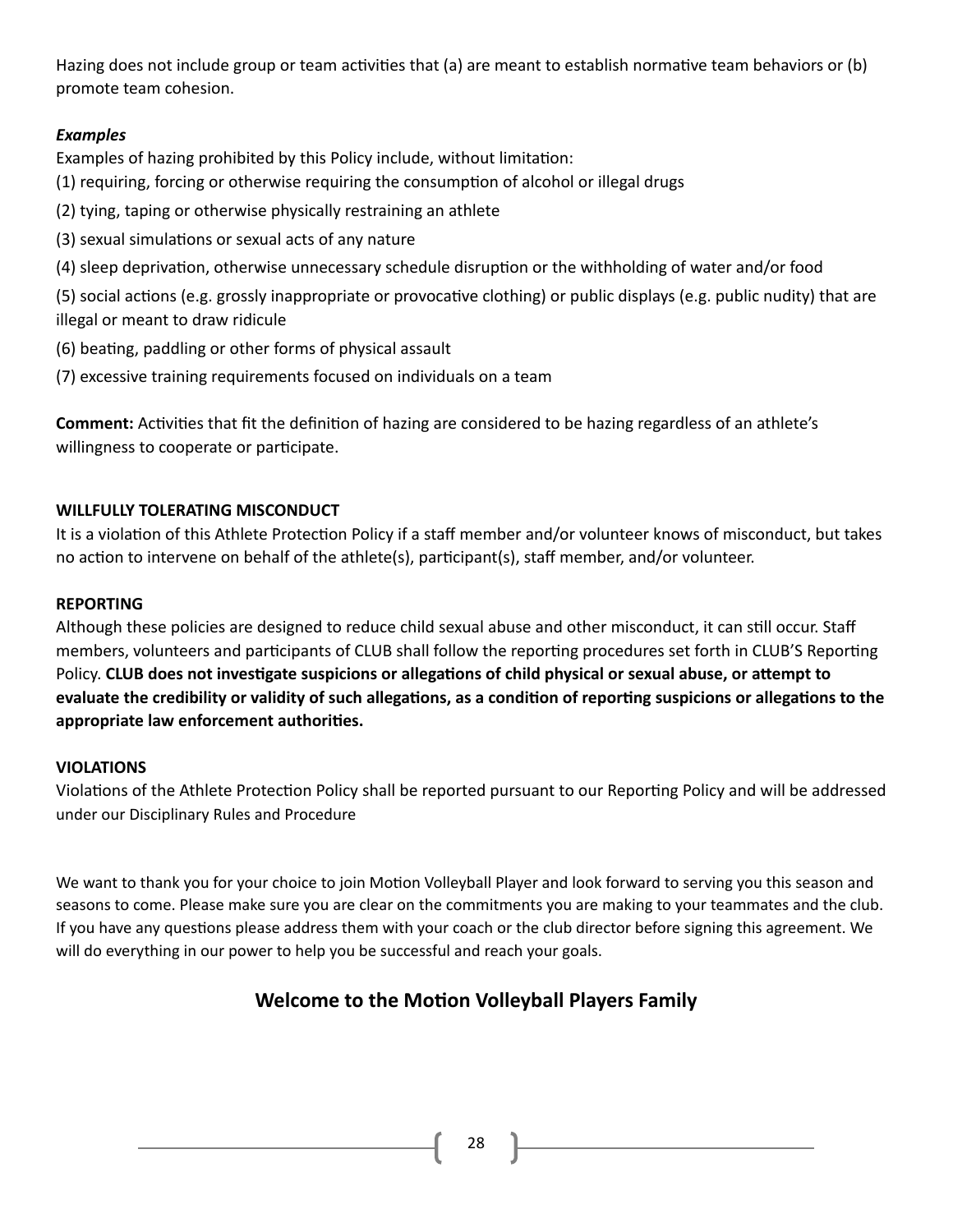Hazing does not include group or team activities that (a) are meant to establish normative team behaviors or (b) promote team cohesion.

***Examples***

Examples of hazing prohibited by this Policy include, without limitation:

(1) requiring, forcing or otherwise requiring the consumption of alcohol or illegal drugs

(2) tying, taping or otherwise physically restraining an athlete

(3) sexual simulations or sexual acts of any nature

(4) sleep deprivation, otherwise unnecessary schedule disruption or the withholding of water and/or food

(5) social actions (e.g. grossly inappropriate or provocative clothing) or public displays (e.g. public nudity) that are illegal or meant to draw ridicule

(6) beating, paddling or other forms of physical assault

(7) excessive training requirements focused on individuals on a team

**Comment:** Activities that fit the definition of hazing are considered to be hazing regardless of an athlete's willingness to cooperate or participate.

**WILLFULLY TOLERATING MISCONDUCT**

It is a violation of this Athlete Protection Policy if a staff member and/or volunteer knows of misconduct, but takes no action to intervene on behalf of the athlete(s), participant(s), staff member, and/or volunteer.

**REPORTING**

Although these policies are designed to reduce child sexual abuse and other misconduct, it can still occur. Staff members, volunteers and participants of CLUB shall follow the reporting procedures set forth in CLUB'S Reporting Policy. **CLUB does not investigate suspicions or allegations of child physical or sexual abuse, or attempt to evaluate the credibility or validity of such allegations, as a condition of reporting suspicions or allegations to the appropriate law enforcement authorities.**

**VIOLATIONS**

Violations of the Athlete Protection Policy shall be reported pursuant to our Reporting Policy and will be addressed under our Disciplinary Rules and Procedure

We want to thank you for your choice to join Motion Volleyball Player and look forward to serving you this season and seasons to come. Please make sure you are clear on the commitments you are making to your teammates and the club. If you have any questions please address them with your coach or the club director before signing this agreement. We will do everything in our power to help you be successful and reach your goals.

## Welcome to the Motion Volleyball Players Family